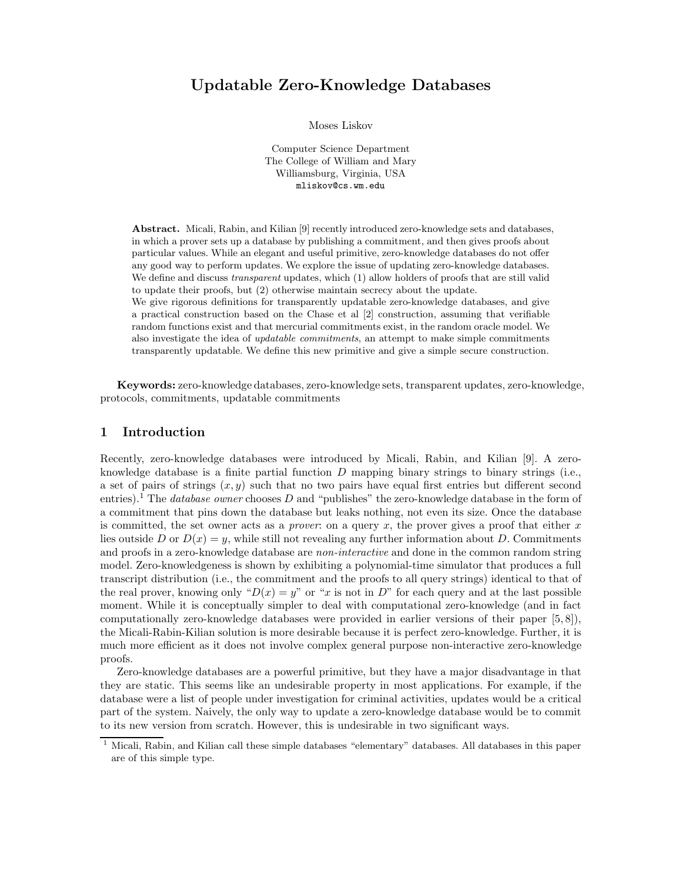# Updatable Zero-Knowledge Databases

Moses Liskov

Computer Science Department  
The College of William and Mary  
Williamsburg, Virginia, USA  
mliskov@cs.wm.edu

**Abstract.** Micali, Rabin, and Kilian [9] recently introduced zero-knowledge sets and databases, in which a prover sets up a database by publishing a commitment, and then gives proofs about particular values. While an elegant and useful primitive, zero-knowledge databases do not offer any good way to perform updates. We explore the issue of updating zero-knowledge databases. We define and discuss *transparent* updates, which (1) allow holders of proofs that are still valid to update their proofs, but (2) otherwise maintain secrecy about the update.  
We give rigorous definitions for transparently updatable zero-knowledge databases, and give a practical construction based on the Chase et al [2] construction, assuming that verifiable random functions exist and that mercurial commitments exist, in the random oracle model. We also investigate the idea of *updatable commitments*, an attempt to make simple commitments transparently updatable. We define this new primitive and give a simple secure construction.

**Keywords:** zero-knowledge databases, zero-knowledge sets, transparent updates, zero-knowledge, protocols, commitments, updatable commitments

## 1 Introduction

Recently, zero-knowledge databases were introduced by Micali, Rabin, and Kilian [9]. A zero-knowledge database is a finite partial function $D$ mapping binary strings to binary strings (i.e., a set of pairs of strings $(x, y)$ such that no two pairs have equal first entries but different second entries).[1] The *database owner* chooses $D$ and "publishes" the zero-knowledge database in the form of a commitment that pins down the database but leaks nothing, not even its size. Once the database is committed, the set owner acts as a *prover*: on a query $x$, the prover gives a proof that either $x$ lies outside $D$ or $D(x) = y$, while still not revealing any further information about $D$. Commitments and proofs in a zero-knowledge database are *non-interactive* and done in the common random string model. Zero-knowledgeness is shown by exhibiting a polynomial-time simulator that produces a full transcript distribution (i.e., the commitment and the proofs to all query strings) identical to that of the real prover, knowing only "$D(x) = y$" or "$x$ is not in $D$" for each query and at the last possible moment. While it is conceptually simpler to deal with computational zero-knowledge (and in fact computationally zero-knowledge databases were provided in earlier versions of their paper [5, 8]), the Micali-Rabin-Kilian solution is more desirable because it is perfect zero-knowledge. Further, it is much more efficient as it does not involve complex general purpose non-interactive zero-knowledge proofs.

Zero-knowledge databases are a powerful primitive, but they have a major disadvantage in that they are static. This seems like an undesirable property in most applications. For example, if the database were a list of people under investigation for criminal activities, updates would be a critical part of the system. Naively, the only way to update a zero-knowledge database would be to commit to its new version from scratch. However, this is undesirable in two significant ways.

[1] Micali, Rabin, and Kilian call these simple databases "elementary" databases. All databases in this paper are of this simple type.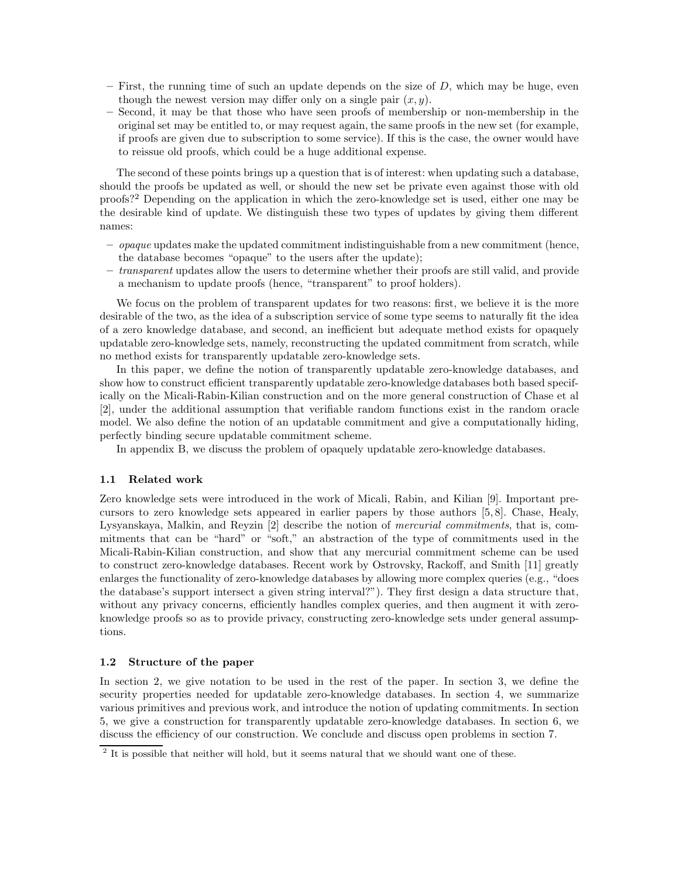– First, the running time of such an update depends on the size of $D$, which may be huge, even though the newest version may differ only on a single pair $(x, y)$.
– Second, it may be that those who have seen proofs of membership or non-membership in the original set may be entitled to, or may request again, the same proofs in the new set (for example, if proofs are given due to subscription to some service). If this is the case, the owner would have to reissue old proofs, which could be a huge additional expense.

The second of these points brings up a question that is of interest: when updating such a database, should the proofs be updated as well, or should the new set be private even against those with old proofs?[2] Depending on the application in which the zero-knowledge set is used, either one may be the desirable kind of update. We distinguish these two types of updates by giving them different names:

– *opaque* updates make the updated commitment indistinguishable from a new commitment (hence, the database becomes "opaque" to the users after the update);
– *transparent* updates allow the users to determine whether their proofs are still valid, and provide a mechanism to update proofs (hence, "transparent" to proof holders).

We focus on the problem of transparent updates for two reasons: first, we believe it is the more desirable of the two, as the idea of a subscription service of some type seems to naturally fit the idea of a zero knowledge database, and second, an inefficient but adequate method exists for opaquely updatable zero-knowledge sets, namely, reconstructing the updated commitment from scratch, while no method exists for transparently updatable zero-knowledge sets.

In this paper, we define the notion of transparently updatable zero-knowledge databases, and show how to construct efficient transparently updatable zero-knowledge databases both based specifically on the Micali-Rabin-Kilian construction and on the more general construction of Chase et al [2], under the additional assumption that verifiable random functions exist in the random oracle model. We also define the notion of an updatable commitment and give a computationally hiding, perfectly binding secure updatable commitment scheme.

In appendix B, we discuss the problem of opaquely updatable zero-knowledge databases.

### 1.1 Related work

Zero knowledge sets were introduced in the work of Micali, Rabin, and Kilian [9]. Important precursors to zero knowledge sets appeared in earlier papers by those authors [5, 8]. Chase, Healy, Lysyanskaya, Malkin, and Reyzin [2] describe the notion of *mercurial commitments*, that is, commitments that can be "hard" or "soft," an abstraction of the type of commitments used in the Micali-Rabin-Kilian construction, and show that any mercurial commitment scheme can be used to construct zero-knowledge databases. Recent work by Ostrovsky, Rackoff, and Smith [11] greatly enlarges the functionality of zero-knowledge databases by allowing more complex queries (e.g., "does the database's support intersect a given string interval?"). They first design a data structure that, without any privacy concerns, efficiently handles complex queries, and then augment it with zero-knowledge proofs so as to provide privacy, constructing zero-knowledge sets under general assumptions.

### 1.2 Structure of the paper

In section 2, we give notation to be used in the rest of the paper. In section 3, we define the security properties needed for updatable zero-knowledge databases. In section 4, we summarize various primitives and previous work, and introduce the notion of updating commitments. In section 5, we give a construction for transparently updatable zero-knowledge databases. In section 6, we discuss the efficiency of our construction. We conclude and discuss open problems in section 7.

[2] It is possible that neither will hold, but it seems natural that we should want one of these.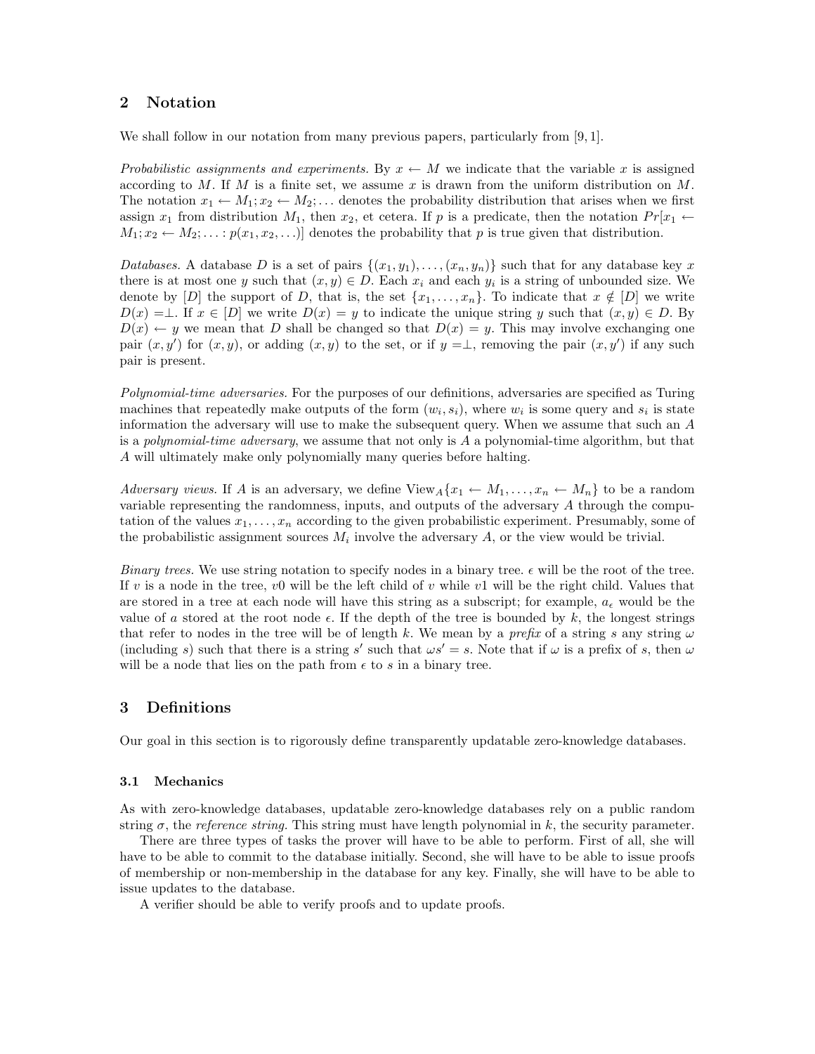## 2 Notation

We shall follow in our notation from many previous papers, particularly from [9, 1].

*Probabilistic assignments and experiments.* By $x \leftarrow M$ we indicate that the variable $x$ is assigned according to $M$. If $M$ is a finite set, we assume $x$ is drawn from the uniform distribution on $M$. The notation $x_1 \leftarrow M_1; x_2 \leftarrow M_2; \ldots$ denotes the probability distribution that arises when we first assign $x_1$ from distribution $M_1$, then $x_2$, et cetera. If $p$ is a predicate, then the notation $Pr[x_1 \leftarrow M_1; x_2 \leftarrow M_2; \ldots : p(x_1, x_2, \ldots)]$ denotes the probability that $p$ is true given that distribution.

*Databases.* A database $D$ is a set of pairs $\{(x_1, y_1), \ldots, (x_n, y_n)\}$ such that for any database key $x$ there is at most one $y$ such that $(x, y) \in D$. Each $x_i$ and each $y_i$ is a string of unbounded size. We denote by $[D]$ the support of $D$, that is, the set $\{x_1, \ldots, x_n\}$. To indicate that $x \notin [D]$ we write $D(x) = \perp$. If $x \in [D]$ we write $D(x) = y$ to indicate the unique string $y$ such that $(x, y) \in D$. By $D(x) \leftarrow y$ we mean that $D$ shall be changed so that $D(x) = y$. This may involve exchanging one pair $(x, y')$ for $(x, y)$, or adding $(x, y)$ to the set, or if $y = \perp$, removing the pair $(x, y')$ if any such pair is present.

*Polynomial-time adversaries.* For the purposes of our definitions, adversaries are specified as Turing machines that repeatedly make outputs of the form $(w_i, s_i)$, where $w_i$ is some query and $s_i$ is state information the adversary will use to make the subsequent query. When we assume that such an $A$ is a *polynomial-time adversary*, we assume that not only is $A$ a polynomial-time algorithm, but that $A$ will ultimately make only polynomially many queries before halting.

*Adversary views.* If $A$ is an adversary, we define $\text{View}_A\{x_1 \leftarrow M_1, \ldots, x_n \leftarrow M_n\}$ to be a random variable representing the randomness, inputs, and outputs of the adversary $A$ through the computation of the values $x_1, \ldots, x_n$ according to the given probabilistic experiment. Presumably, some of the probabilistic assignment sources $M_i$ involve the adversary $A$, or the view would be trivial.

*Binary trees.* We use string notation to specify nodes in a binary tree. $\epsilon$ will be the root of the tree. If $v$ is a node in the tree, $v0$ will be the left child of $v$ while $v1$ will be the right child. Values that are stored in a tree at each node will have this string as a subscript; for example, $a_\epsilon$ would be the value of $a$ stored at the root node $\epsilon$. If the depth of the tree is bounded by $k$, the longest strings that refer to nodes in the tree will be of length $k$. We mean by a *prefix* of a string $s$ any string $\omega$ (including $s$) such that there is a string $s'$ such that $\omega s' = s$. Note that if $\omega$ is a prefix of $s$, then $\omega$ will be a node that lies on the path from $\epsilon$ to $s$ in a binary tree.

## 3 Definitions

Our goal in this section is to rigorously define transparently updatable zero-knowledge databases.

### 3.1 Mechanics

As with zero-knowledge databases, updatable zero-knowledge databases rely on a public random string $\sigma$, the *reference string*. This string must have length polynomial in $k$, the security parameter.

There are three types of tasks the prover will have to be able to perform. First of all, she will have to be able to commit to the database initially. Second, she will have to be able to issue proofs of membership or non-membership in the database for any key. Finally, she will have to be able to issue updates to the database.

A verifier should be able to verify proofs and to update proofs.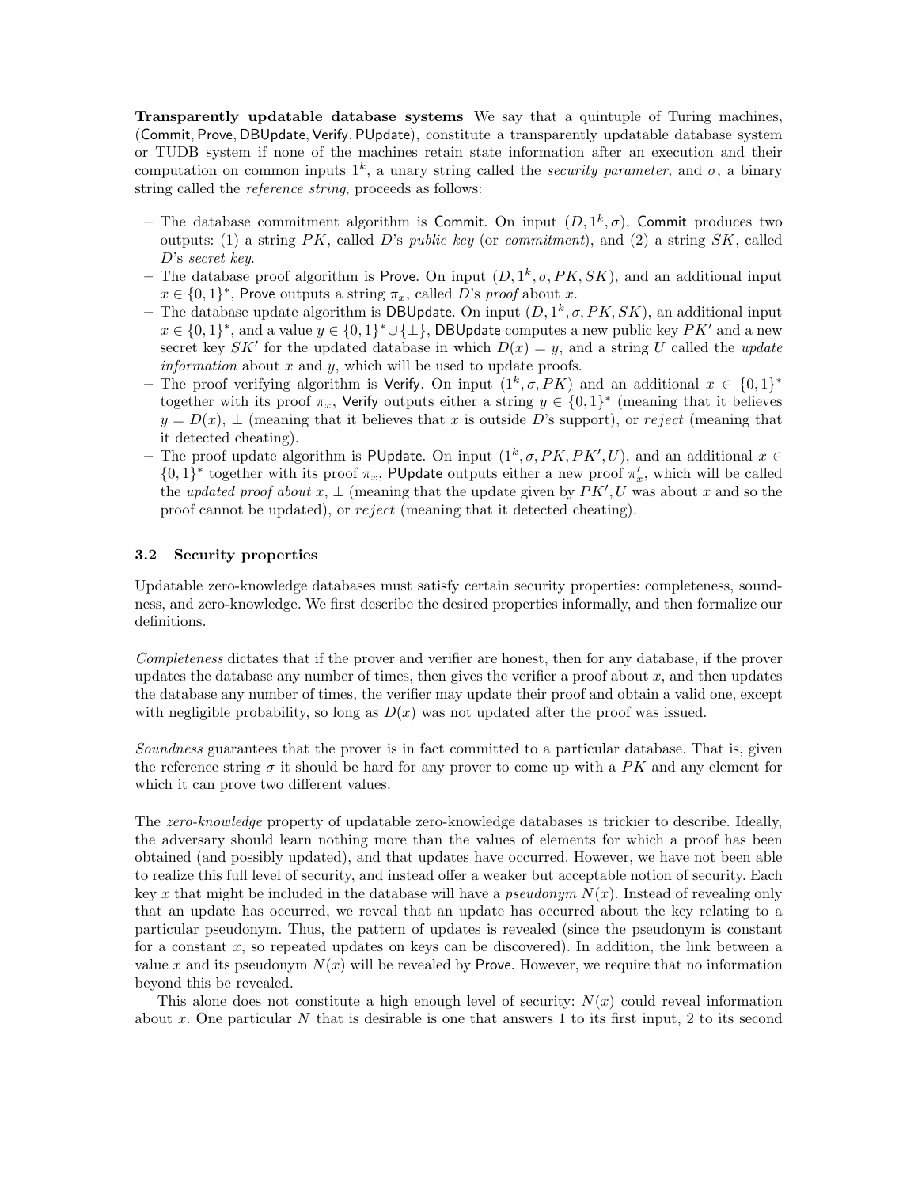**Transparently updatable database systems** We say that a quintuple of Turing machines, (Commit, Prove, DBUpdate, Verify, PUpdate), constitute a transparently updatable database system or TUDB system if none of the machines retain state information after an execution and their computation on common inputs $1^k$, a unary string called the *security parameter*, and $\sigma$, a binary string called the *reference string*, proceeds as follows:

- The database commitment algorithm is Commit. On input $(D, 1^k, \sigma)$, Commit produces two outputs: (1) a string $PK$, called $D$'s *public key* (or *commitment*), and (2) a string $SK$, called $D$'s *secret key*.
- The database proof algorithm is Prove. On input $(D, 1^k, \sigma, PK, SK)$, and an additional input $x \in \{0,1\}^*$, Prove outputs a string $\pi_x$, called $D$'s *proof* about $x$.
- The database update algorithm is DBUpdate. On input $(D, 1^k, \sigma, PK, SK)$, an additional input $x \in \{0,1\}^*$, and a value $y \in \{0,1\}^* \cup \{\perp\}$, DBUpdate computes a new public key $PK'$ and a new secret key $SK'$ for the updated database in which $D(x) = y$, and a string $U$ called the *update information* about $x$ and $y$, which will be used to update proofs.
- The proof verifying algorithm is Verify. On input $(1^k, \sigma, PK)$ and an additional $x \in \{0,1\}^*$ together with its proof $\pi_x$, Verify outputs either a string $y \in \{0,1\}^*$ (meaning that it believes $y = D(x)$, $\perp$ (meaning that it believes that $x$ is outside $D$'s support), or *reject* (meaning that it detected cheating).
- The proof update algorithm is PUpdate. On input $(1^k, \sigma, PK, PK', U)$, and an additional $x \in \{0,1\}^*$ together with its proof $\pi_x$, PUpdate outputs either a new proof $\pi'_x$, which will be called the *updated proof about* $x$, $\perp$ (meaning that the update given by $PK', U$ was about $x$ and so the proof cannot be updated), or *reject* (meaning that it detected cheating).

### 3.2 Security properties

Updatable zero-knowledge databases must satisfy certain security properties: completeness, soundness, and zero-knowledge. We first describe the desired properties informally, and then formalize our definitions.

*Completeness* dictates that if the prover and verifier are honest, then for any database, if the prover updates the database any number of times, then gives the verifier a proof about $x$, and then updates the database any number of times, the verifier may update their proof and obtain a valid one, except with negligible probability, so long as $D(x)$ was not updated after the proof was issued.

*Soundness* guarantees that the prover is in fact committed to a particular database. That is, given the reference string $\sigma$ it should be hard for any prover to come up with a $PK$ and any element for which it can prove two different values.

The *zero-knowledge* property of updatable zero-knowledge databases is trickier to describe. Ideally, the adversary should learn nothing more than the values of elements for which a proof has been obtained (and possibly updated), and that updates have occurred. However, we have not been able to realize this full level of security, and instead offer a weaker but acceptable notion of security. Each key $x$ that might be included in the database will have a *pseudonym* $N(x)$. Instead of revealing only that an update has occurred, we reveal that an update has occurred about the key relating to a particular pseudonym. Thus, the pattern of updates is revealed (since the pseudonym is constant for a constant $x$, so repeated updates on keys can be discovered). In addition, the link between a value $x$ and its pseudonym $N(x)$ will be revealed by Prove. However, we require that no information beyond this be revealed.

This alone does not constitute a high enough level of security: $N(x)$ could reveal information about $x$. One particular $N$ that is desirable is one that answers 1 to its first input, 2 to its second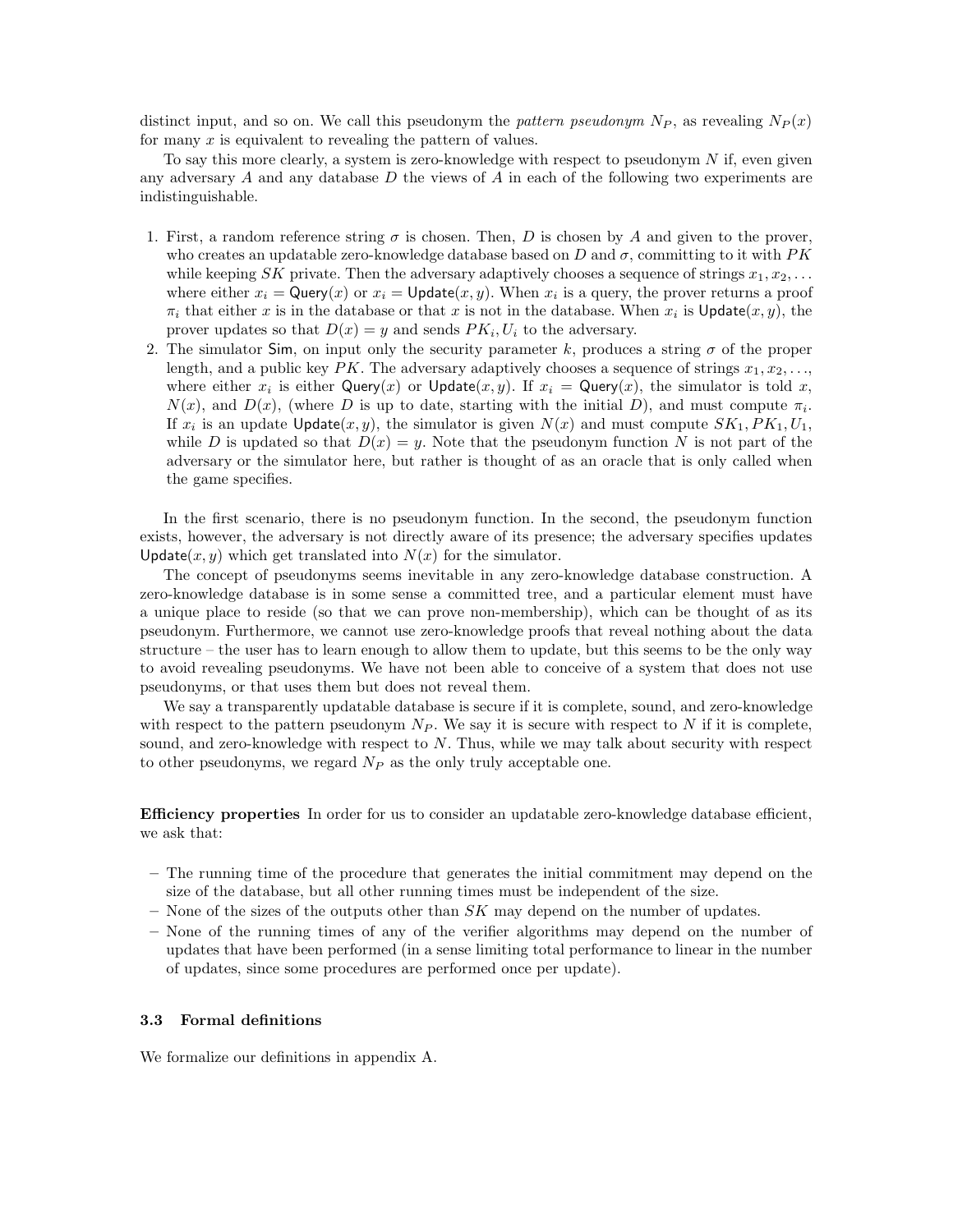distinct input, and so on. We call this pseudonym the *pattern pseudonym* $N_P$, as revealing $N_P(x)$ for many $x$ is equivalent to revealing the pattern of values.

To say this more clearly, a system is zero-knowledge with respect to pseudonym $N$ if, even given any adversary $A$ and any database $D$ the views of $A$ in each of the following two experiments are indistinguishable.

1. First, a random reference string $\sigma$ is chosen. Then, $D$ is chosen by $A$ and given to the prover, who creates an updatable zero-knowledge database based on $D$ and $\sigma$, committing to it with $PK$ while keeping $SK$ private. Then the adversary adaptively chooses a sequence of strings $x_1, x_2, \ldots$ where either $x_i = \mathsf{Query}(x)$ or $x_i = \mathsf{Update}(x, y)$. When $x_i$ is a query, the prover returns a proof $\pi_i$ that either $x$ is in the database or that $x$ is not in the database. When $x_i$ is $\mathsf{Update}(x, y)$, the prover updates so that $D(x) = y$ and sends $PK_i, U_i$ to the adversary.
2. The simulator $\mathsf{Sim}$, on input only the security parameter $k$, produces a string $\sigma$ of the proper length, and a public key $PK$. The adversary adaptively chooses a sequence of strings $x_1, x_2, \ldots$, where either $x_i$ is either $\mathsf{Query}(x)$ or $\mathsf{Update}(x, y)$. If $x_i = \mathsf{Query}(x)$, the simulator is told $x$, $N(x)$, and $D(x)$, (where $D$ is up to date, starting with the initial $D$), and must compute $\pi_i$. If $x_i$ is an update $\mathsf{Update}(x, y)$, the simulator is given $N(x)$ and must compute $SK_1, PK_1, U_1$, while $D$ is updated so that $D(x) = y$. Note that the pseudonym function $N$ is not part of the adversary or the simulator here, but rather is thought of as an oracle that is only called when the game specifies.

In the first scenario, there is no pseudonym function. In the second, the pseudonym function exists, however, the adversary is not directly aware of its presence; the adversary specifies updates $\mathsf{Update}(x, y)$ which get translated into $N(x)$ for the simulator.

The concept of pseudonyms seems inevitable in any zero-knowledge database construction. A zero-knowledge database is in some sense a committed tree, and a particular element must have a unique place to reside (so that we can prove non-membership), which can be thought of as its pseudonym. Furthermore, we cannot use zero-knowledge proofs that reveal nothing about the data structure – the user has to learn enough to allow them to update, but this seems to be the only way to avoid revealing pseudonyms. We have not been able to conceive of a system that does not use pseudonyms, or that uses them but does not reveal them.

We say a transparently updatable database is secure if it is complete, sound, and zero-knowledge with respect to the pattern pseudonym $N_P$. We say it is secure with respect to $N$ if it is complete, sound, and zero-knowledge with respect to $N$. Thus, while we may talk about security with respect to other pseudonyms, we regard $N_P$ as the only truly acceptable one.

**Efficiency properties** In order for us to consider an updatable zero-knowledge database efficient, we ask that:

- The running time of the procedure that generates the initial commitment may depend on the size of the database, but all other running times must be independent of the size.
- None of the sizes of the outputs other than $SK$ may depend on the number of updates.
- None of the running times of any of the verifier algorithms may depend on the number of updates that have been performed (in a sense limiting total performance to linear in the number of updates, since some procedures are performed once per update).

### 3.3 Formal definitions

We formalize our definitions in appendix A.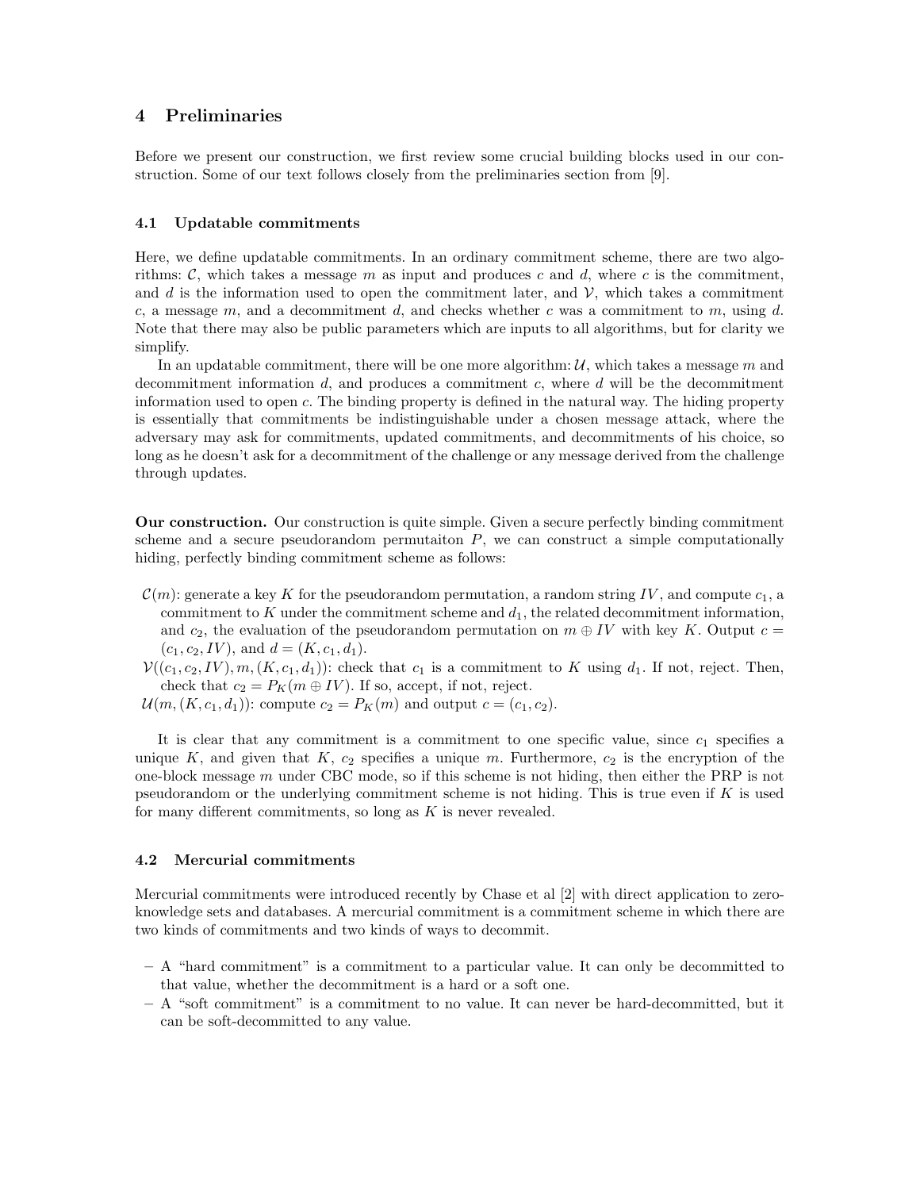## 4 Preliminaries

Before we present our construction, we first review some crucial building blocks used in our construction. Some of our text follows closely from the preliminaries section from [9].

### 4.1 Updatable commitments

Here, we define updatable commitments. In an ordinary commitment scheme, there are two algorithms: $\mathcal{C}$, which takes a message $m$ as input and produces $c$ and $d$, where $c$ is the commitment, and $d$ is the information used to open the commitment later, and $\mathcal{V}$, which takes a commitment $c$, a message $m$, and a decommitment $d$, and checks whether $c$ was a commitment to $m$, using $d$. Note that there may also be public parameters which are inputs to all algorithms, but for clarity we simplify.

In an updatable commitment, there will be one more algorithm: $\mathcal{U}$, which takes a message $m$ and decommitment information $d$, and produces a commitment $c$, where $d$ will be the decommitment information used to open $c$. The binding property is defined in the natural way. The hiding property is essentially that commitments be indistinguishable under a chosen message attack, where the adversary may ask for commitments, updated commitments, and decommitments of his choice, so long as he doesn't ask for a decommitment of the challenge or any message derived from the challenge through updates.

**Our construction.** Our construction is quite simple. Given a secure perfectly binding commitment scheme and a secure pseudorandom permutaiton $P$, we can construct a simple computationally hiding, perfectly binding commitment scheme as follows:

$\mathcal{C}(m)$: generate a key $K$ for the pseudorandom permutation, a random string $IV$, and compute $c_1$, a commitment to $K$ under the commitment scheme and $d_1$, the related decommitment information, and $c_2$, the evaluation of the pseudorandom permutation on $m \oplus IV$ with key $K$. Output $c = (c_1, c_2, IV)$, and $d = (K, c_1, d_1)$.

$\mathcal{V}((c_1, c_2, IV), m, (K, c_1, d_1))$: check that $c_1$ is a commitment to $K$ using $d_1$. If not, reject. Then, check that $c_2 = P_K(m \oplus IV)$. If so, accept, if not, reject.

$\mathcal{U}(m, (K, c_1, d_1))$: compute $c_2 = P_K(m)$ and output $c = (c_1, c_2)$.

It is clear that any commitment is a commitment to one specific value, since $c_1$ specifies a unique $K$, and given that $K$, $c_2$ specifies a unique $m$. Furthermore, $c_2$ is the encryption of the one-block message $m$ under CBC mode, so if this scheme is not hiding, then either the PRP is not pseudorandom or the underlying commitment scheme is not hiding. This is true even if $K$ is used for many different commitments, so long as $K$ is never revealed.

### 4.2 Mercurial commitments

Mercurial commitments were introduced recently by Chase et al [2] with direct application to zero-knowledge sets and databases. A mercurial commitment is a commitment scheme in which there are two kinds of commitments and two kinds of ways to decommit.

- A "hard commitment" is a commitment to a particular value. It can only be decommitted to that value, whether the decommitment is a hard or a soft one.
- A "soft commitment" is a commitment to no value. It can never be hard-decommitted, but it can be soft-decommitted to any value.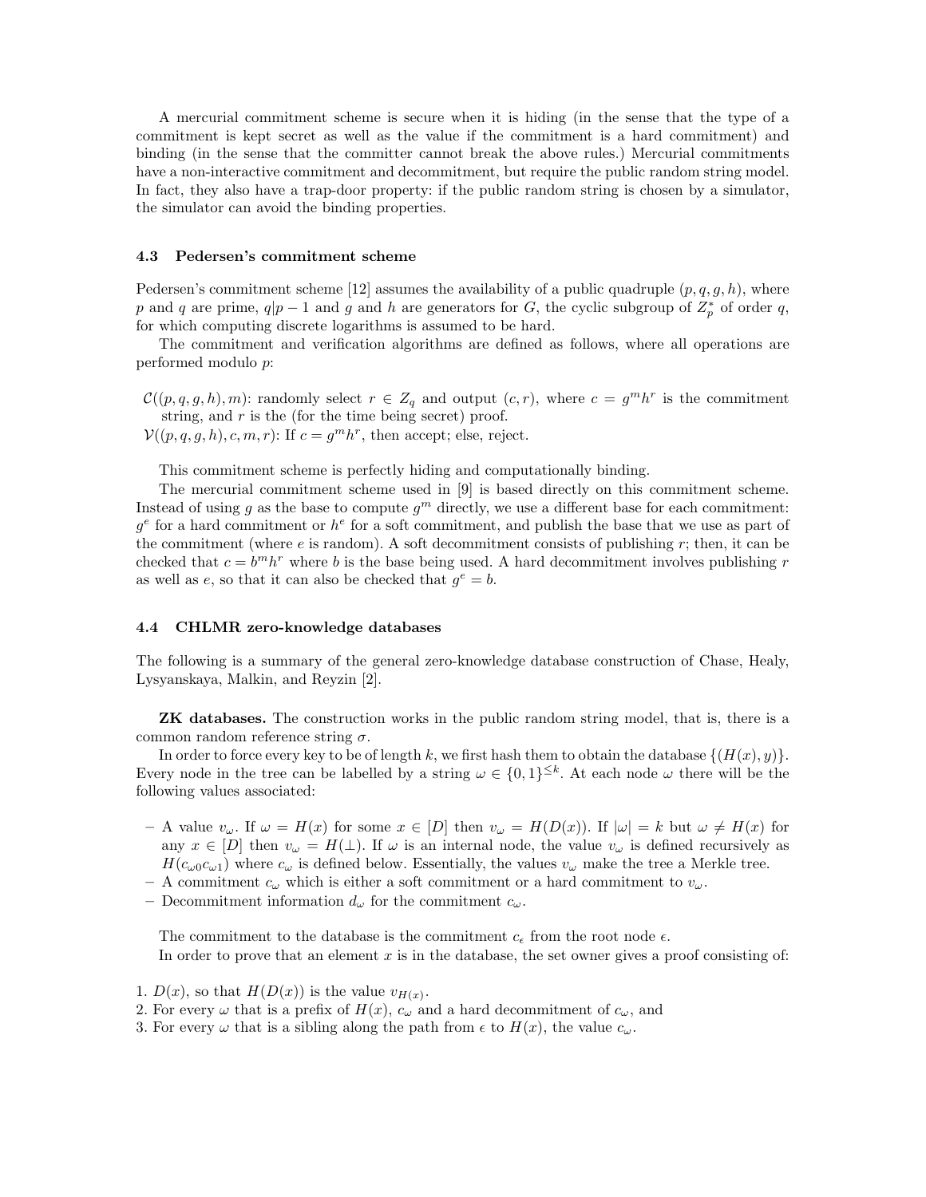A mercurial commitment scheme is secure when it is hiding (in the sense that the type of a commitment is kept secret as well as the value if the commitment is a hard commitment) and binding (in the sense that the committer cannot break the above rules.) Mercurial commitments have a non-interactive commitment and decommitment, but require the public random string model. In fact, they also have a trap-door property: if the public random string is chosen by a simulator, the simulator can avoid the binding properties.

### 4.3 Pedersen's commitment scheme

Pedersen's commitment scheme [12] assumes the availability of a public quadruple $(p, q, g, h)$, where $p$ and $q$ are prime, $q|p-1$ and $g$ and $h$ are generators for $G$, the cyclic subgroup of $Z_p^*$ of order $q$, for which computing discrete logarithms is assumed to be hard.

The commitment and verification algorithms are defined as follows, where all operations are performed modulo $p$:

$\mathcal{C}((p, q, g, h), m)$: randomly select $r \in Z_q$ and output $(c, r)$, where $c = g^m h^r$ is the commitment string, and $r$ is the (for the time being secret) proof.
$\mathcal{V}((p, q, g, h), c, m, r)$: If $c = g^m h^r$, then accept; else, reject.

This commitment scheme is perfectly hiding and computationally binding.

The mercurial commitment scheme used in [9] is based directly on this commitment scheme. Instead of using $g$ as the base to compute $g^m$ directly, we use a different base for each commitment: $g^e$ for a hard commitment or $h^e$ for a soft commitment, and publish the base that we use as part of the commitment (where $e$ is random). A soft decommitment consists of publishing $r$; then, it can be checked that $c = b^m h^r$ where $b$ is the base being used. A hard decommitment involves publishing $r$ as well as $e$, so that it can also be checked that $g^e = b$.

### 4.4 CHLMR zero-knowledge databases

The following is a summary of the general zero-knowledge database construction of Chase, Healy, Lysyanskaya, Malkin, and Reyzin [2].

**ZK databases.** The construction works in the public random string model, that is, there is a common random reference string $\sigma$.

In order to force every key to be of length $k$, we first hash them to obtain the database $\{(H(x), y)\}$. Every node in the tree can be labelled by a string $\omega \in \{0,1\}^{\leq k}$. At each node $\omega$ there will be the following values associated:

- A value $v_\omega$. If $\omega = H(x)$ for some $x \in [D]$ then $v_\omega = H(D(x))$. If $|\omega| = k$ but $\omega \neq H(x)$ for any $x \in [D]$ then $v_\omega = H(\perp)$. If $\omega$ is an internal node, the value $v_\omega$ is defined recursively as $H(c_{\omega 0} c_{\omega 1})$ where $c_\omega$ is defined below. Essentially, the values $v_\omega$ make the tree a Merkle tree.
- A commitment $c_\omega$ which is either a soft commitment or a hard commitment to $v_\omega$.
- Decommitment information $d_\omega$ for the commitment $c_\omega$.

The commitment to the database is the commitment $c_\epsilon$ from the root node $\epsilon$.

In order to prove that an element $x$ is in the database, the set owner gives a proof consisting of:

1. $D(x)$, so that $H(D(x))$ is the value $v_{H(x)}$.
2. For every $\omega$ that is a prefix of $H(x)$, $c_\omega$ and a hard decommitment of $c_\omega$, and
3. For every $\omega$ that is a sibling along the path from $\epsilon$ to $H(x)$, the value $c_\omega$.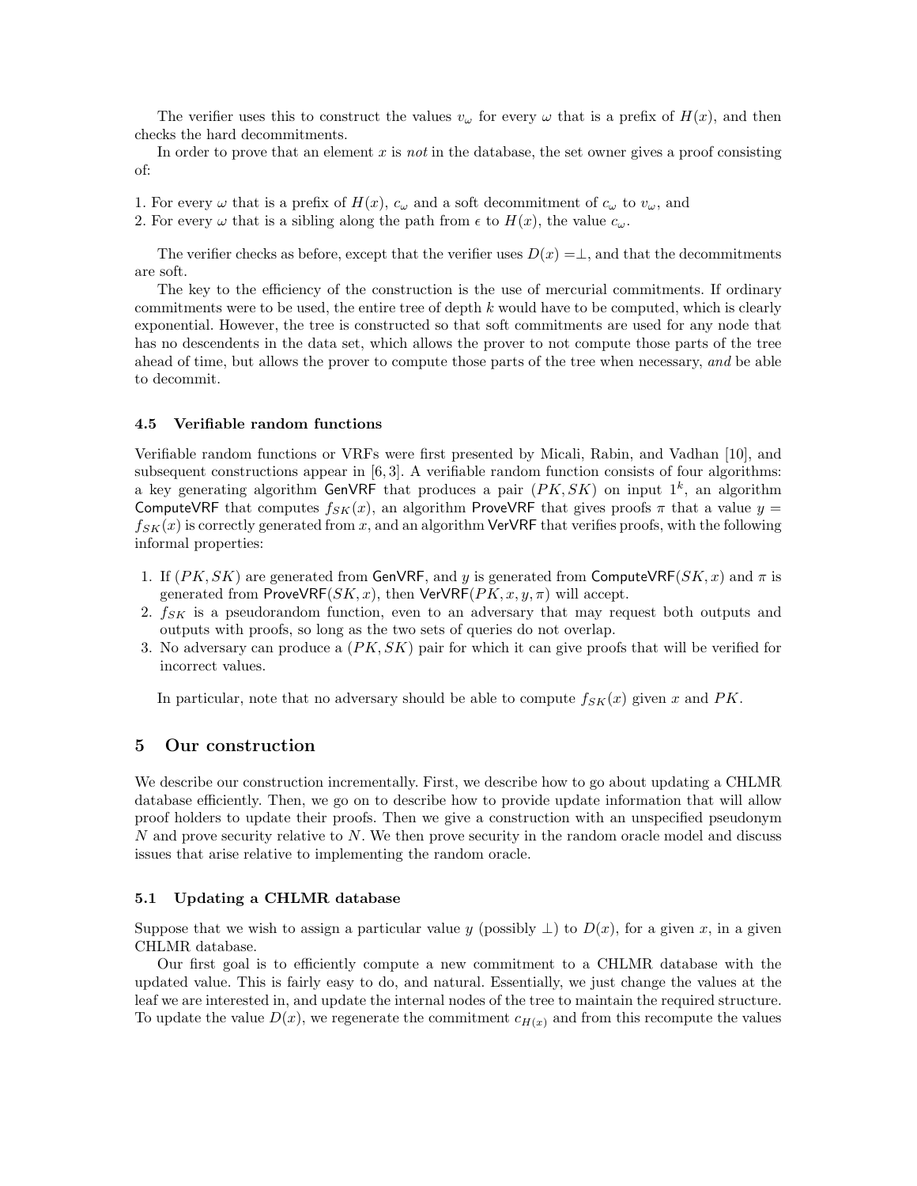The verifier uses this to construct the values $v_\omega$ for every $\omega$ that is a prefix of $H(x)$, and then checks the hard decommitments.

In order to prove that an element $x$ is *not* in the database, the set owner gives a proof consisting of:

1. For every $\omega$ that is a prefix of $H(x)$, $c_\omega$ and a soft decommitment of $c_\omega$ to $v_\omega$, and
2. For every $\omega$ that is a sibling along the path from $\epsilon$ to $H(x)$, the value $c_\omega$.

The verifier checks as before, except that the verifier uses $D(x) = \perp$, and that the decommitments are soft.

The key to the efficiency of the construction is the use of mercurial commitments. If ordinary commitments were to be used, the entire tree of depth $k$ would have to be computed, which is clearly exponential. However, the tree is constructed so that soft commitments are used for any node that has no descendents in the data set, which allows the prover to not compute those parts of the tree ahead of time, but allows the prover to compute those parts of the tree when necessary, *and* be able to decommit.

### 4.5 Verifiable random functions

Verifiable random functions or VRFs were first presented by Micali, Rabin, and Vadhan [10], and subsequent constructions appear in [6, 3]. A verifiable random function consists of four algorithms: a key generating algorithm GenVRF that produces a pair $(PK, SK)$ on input $1^k$, an algorithm ComputeVRF that computes $f_{SK}(x)$, an algorithm ProveVRF that gives proofs $\pi$ that a value $y = f_{SK}(x)$ is correctly generated from $x$, and an algorithm VerVRF that verifies proofs, with the following informal properties:

1. If $(PK, SK)$ are generated from GenVRF, and $y$ is generated from ComputeVRF$(SK, x)$ and $\pi$ is generated from ProveVRF$(SK, x)$, then VerVRF$(PK, x, y, \pi)$ will accept.
2. $f_{SK}$ is a pseudorandom function, even to an adversary that may request both outputs and outputs with proofs, so long as the two sets of queries do not overlap.
3. No adversary can produce a $(PK, SK)$ pair for which it can give proofs that will be verified for incorrect values.

In particular, note that no adversary should be able to compute $f_{SK}(x)$ given $x$ and $PK$.

## 5 Our construction

We describe our construction incrementally. First, we describe how to go about updating a CHLMR database efficiently. Then, we go on to describe how to provide update information that will allow proof holders to update their proofs. Then we give a construction with an unspecified pseudonym $N$ and prove security relative to $N$. We then prove security in the random oracle model and discuss issues that arise relative to implementing the random oracle.

### 5.1 Updating a CHLMR database

Suppose that we wish to assign a particular value $y$ (possibly $\perp$) to $D(x)$, for a given $x$, in a given CHLMR database.

Our first goal is to efficiently compute a new commitment to a CHLMR database with the updated value. This is fairly easy to do, and natural. Essentially, we just change the values at the leaf we are interested in, and update the internal nodes of the tree to maintain the required structure. To update the value $D(x)$, we regenerate the commitment $c_{H(x)}$ and from this recompute the values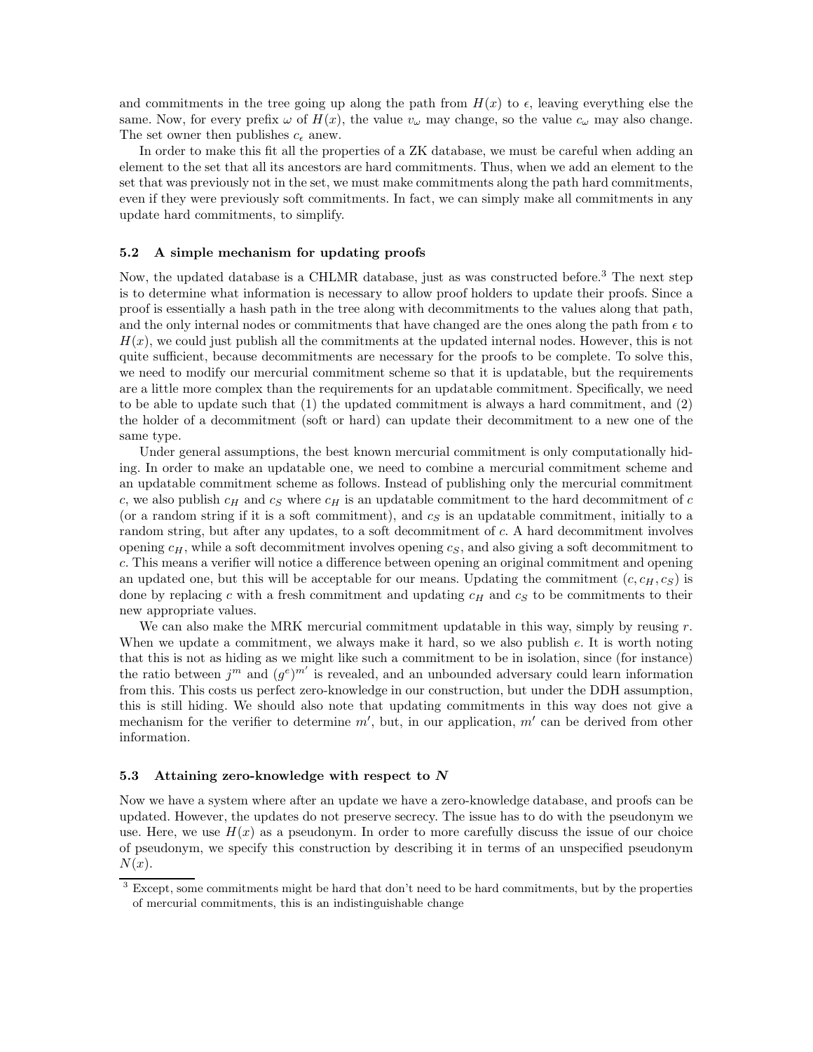and commitments in the tree going up along the path from $H(x)$ to $\epsilon$, leaving everything else the same. Now, for every prefix $\omega$ of $H(x)$, the value $v_\omega$ may change, so the value $c_\omega$ may also change. The set owner then publishes $c_\epsilon$ anew.

In order to make this fit all the properties of a ZK database, we must be careful when adding an element to the set that all its ancestors are hard commitments. Thus, when we add an element to the set that was previously not in the set, we must make commitments along the path hard commitments, even if they were previously soft commitments. In fact, we can simply make all commitments in any update hard commitments, to simplify.

### 5.2 A simple mechanism for updating proofs

Now, the updated database is a CHLMR database, just as was constructed before.[3] The next step is to determine what information is necessary to allow proof holders to update their proofs. Since a proof is essentially a hash path in the tree along with decommitments to the values along that path, and the only internal nodes or commitments that have changed are the ones along the path from $\epsilon$ to $H(x)$, we could just publish all the commitments at the updated internal nodes. However, this is not quite sufficient, because decommitments are necessary for the proofs to be complete. To solve this, we need to modify our mercurial commitment scheme so that it is updatable, but the requirements are a little more complex than the requirements for an updatable commitment. Specifically, we need to be able to update such that (1) the updated commitment is always a hard commitment, and (2) the holder of a decommitment (soft or hard) can update their decommitment to a new one of the same type.

Under general assumptions, the best known mercurial commitment is only computationally hiding. In order to make an updatable one, we need to combine a mercurial commitment scheme and an updatable commitment scheme as follows. Instead of publishing only the mercurial commitment $c$, we also publish $c_H$ and $c_S$ where $c_H$ is an updatable commitment to the hard decommitment of $c$ (or a random string if it is a soft commitment), and $c_S$ is an updatable commitment, initially to a random string, but after any updates, to a soft decommitment of $c$. A hard decommitment involves opening $c_H$, while a soft decommitment involves opening $c_S$, and also giving a soft decommitment to $c$. This means a verifier will notice a difference between opening an original commitment and opening an updated one, but this will be acceptable for our means. Updating the commitment $(c, c_H, c_S)$ is done by replacing $c$ with a fresh commitment and updating $c_H$ and $c_S$ to be commitments to their new appropriate values.

We can also make the MRK mercurial commitment updatable in this way, simply by reusing $r$. When we update a commitment, we always make it hard, so we also publish $e$. It is worth noting that this is not as hiding as we might like such a commitment to be in isolation, since (for instance) the ratio between $j^m$ and $(g^e)^{m'}$ is revealed, and an unbounded adversary could learn information from this. This costs us perfect zero-knowledge in our construction, but under the DDH assumption, this is still hiding. We should also note that updating commitments in this way does not give a mechanism for the verifier to determine $m'$, but, in our application, $m'$ can be derived from other information.

### 5.3 Attaining zero-knowledge with respect to $N$

Now we have a system where after an update we have a zero-knowledge database, and proofs can be updated. However, the updates do not preserve secrecy. The issue has to do with the pseudonym we use. Here, we use $H(x)$ as a pseudonym. In order to more carefully discuss the issue of our choice of pseudonym, we specify this construction by describing it in terms of an unspecified pseudonym $N(x)$.

[3] Except, some commitments might be hard that don't need to be hard commitments, but by the properties of mercurial commitments, this is an indistinguishable change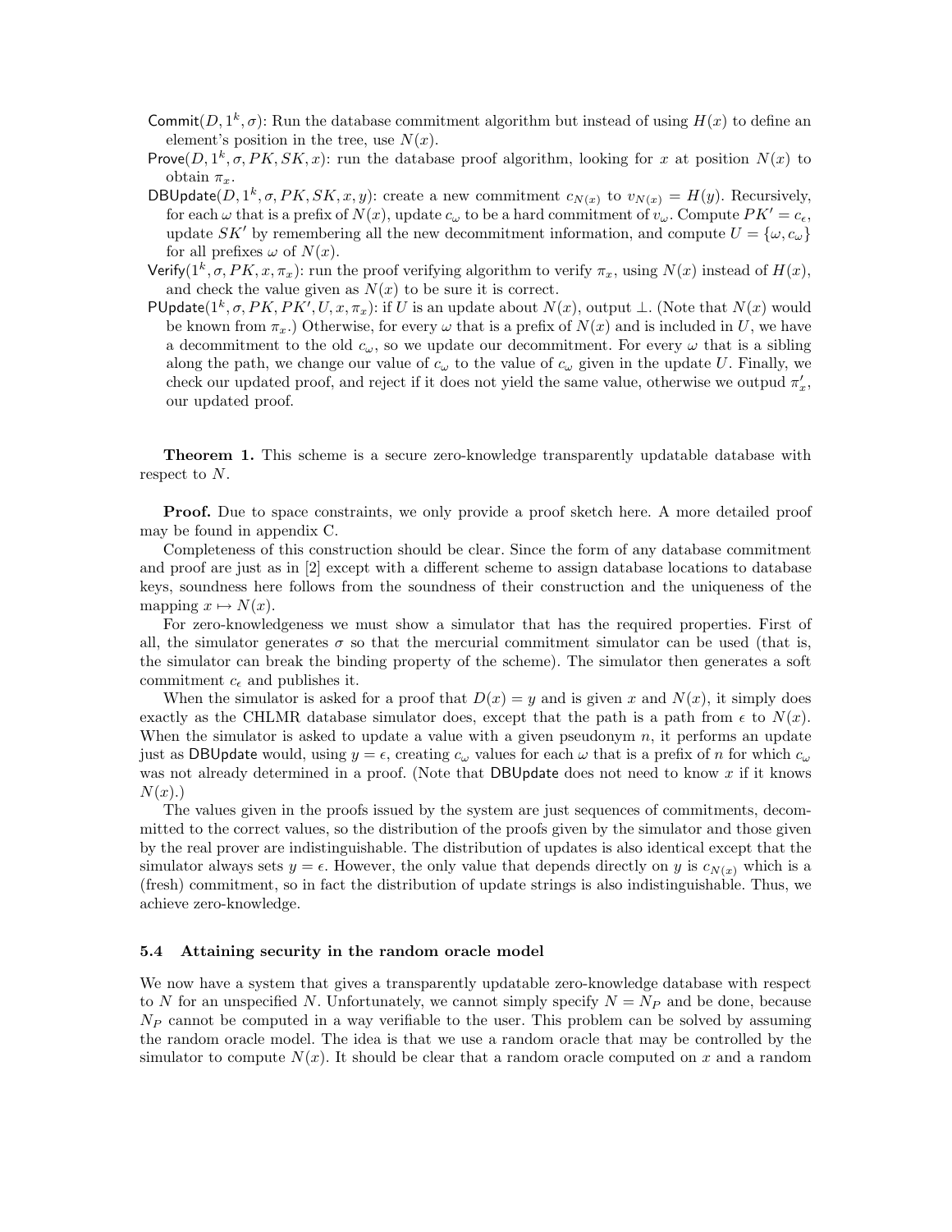- Commit$(D, 1^k, \sigma)$: Run the database commitment algorithm but instead of using $H(x)$ to define an element's position in the tree, use $N(x)$.
- Prove$(D, 1^k, \sigma, PK, SK, x)$: run the database proof algorithm, looking for $x$ at position $N(x)$ to obtain $\pi_x$.
- DBUpdate$(D, 1^k, \sigma, PK, SK, x, y)$: create a new commitment $c_{N(x)}$ to $v_{N(x)} = H(y)$. Recursively, for each $\omega$ that is a prefix of $N(x)$, update $c_\omega$ to be a hard commitment of $v_\omega$. Compute $PK' = c_\epsilon$, update $SK'$ by remembering all the new decommitment information, and compute $U = \{\omega, c_\omega\}$ for all prefixes $\omega$ of $N(x)$.
- Verify$(1^k, \sigma, PK, x, \pi_x)$: run the proof verifying algorithm to verify $\pi_x$, using $N(x)$ instead of $H(x)$, and check the value given as $N(x)$ to be sure it is correct.
- PUpdate$(1^k, \sigma, PK, PK', U, x, \pi_x)$: if $U$ is an update about $N(x)$, output $\perp$. (Note that $N(x)$ would be known from $\pi_x$.) Otherwise, for every $\omega$ that is a prefix of $N(x)$ and is included in $U$, we have a decommitment to the old $c_\omega$, so we update our decommitment. For every $\omega$ that is a sibling along the path, we change our value of $c_\omega$ to the value of $c_\omega$ given in the update $U$. Finally, we check our updated proof, and reject if it does not yield the same value, otherwise we outpud $\pi'_x$, our updated proof.

**Theorem 1.** This scheme is a secure zero-knowledge transparently updatable database with respect to $N$.

**Proof.** Due to space constraints, we only provide a proof sketch here. A more detailed proof may be found in appendix C.

Completeness of this construction should be clear. Since the form of any database commitment and proof are just as in [2] except with a different scheme to assign database locations to database keys, soundness here follows from the soundness of their construction and the uniqueness of the mapping $x \mapsto N(x)$.

For zero-knowledgeness we must show a simulator that has the required properties. First of all, the simulator generates $\sigma$ so that the mercurial commitment simulator can be used (that is, the simulator can break the binding property of the scheme). The simulator then generates a soft commitment $c_\epsilon$ and publishes it.

When the simulator is asked for a proof that $D(x) = y$ and is given $x$ and $N(x)$, it simply does exactly as the CHLMR database simulator does, except that the path is a path from $\epsilon$ to $N(x)$. When the simulator is asked to update a value with a given pseudonym $n$, it performs an update just as DBUpdate would, using $y = \epsilon$, creating $c_\omega$ values for each $\omega$ that is a prefix of $n$ for which $c_\omega$ was not already determined in a proof. (Note that DBUpdate does not need to know $x$ if it knows $N(x)$.)

The values given in the proofs issued by the system are just sequences of commitments, decommitted to the correct values, so the distribution of the proofs given by the simulator and those given by the real prover are indistinguishable. The distribution of updates is also identical except that the simulator always sets $y = \epsilon$. However, the only value that depends directly on $y$ is $c_{N(x)}$ which is a (fresh) commitment, so in fact the distribution of update strings is also indistinguishable. Thus, we achieve zero-knowledge.

### 5.4 Attaining security in the random oracle model

We now have a system that gives a transparently updatable zero-knowledge database with respect to $N$ for an unspecified $N$. Unfortunately, we cannot simply specify $N = N_P$ and be done, because $N_P$ cannot be computed in a way verifiable to the user. This problem can be solved by assuming the random oracle model. The idea is that we use a random oracle that may be controlled by the simulator to compute $N(x)$. It should be clear that a random oracle computed on $x$ and a random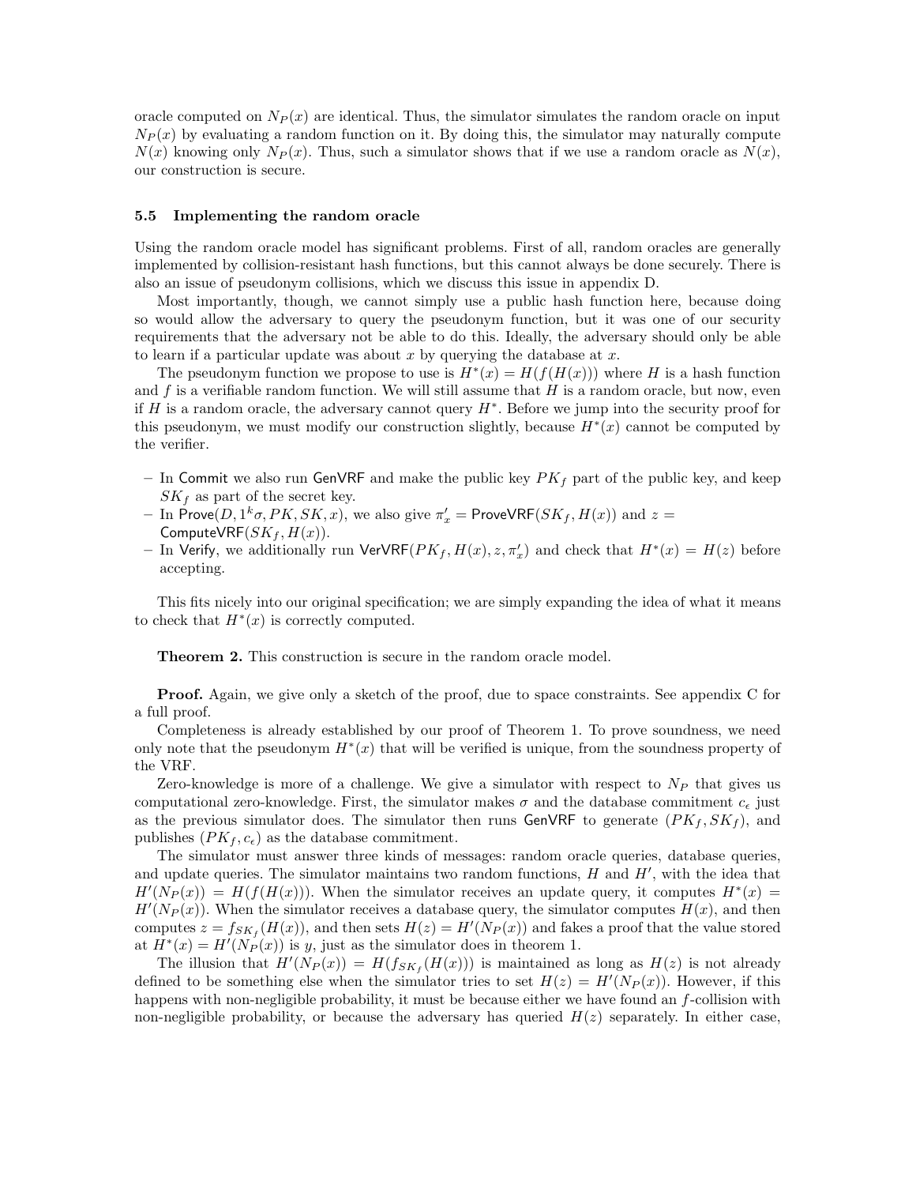oracle computed on $N_P(x)$ are identical. Thus, the simulator simulates the random oracle on input $N_P(x)$ by evaluating a random function on it. By doing this, the simulator may naturally compute $N(x)$ knowing only $N_P(x)$. Thus, such a simulator shows that if we use a random oracle as $N(x)$, our construction is secure.

### 5.5 Implementing the random oracle

Using the random oracle model has significant problems. First of all, random oracles are generally implemented by collision-resistant hash functions, but this cannot always be done securely. There is also an issue of pseudonym collisions, which we discuss this issue in appendix D.

Most importantly, though, we cannot simply use a public hash function here, because doing so would allow the adversary to query the pseudonym function, but it was one of our security requirements that the adversary not be able to do this. Ideally, the adversary should only be able to learn if a particular update was about $x$ by querying the database at $x$.

The pseudonym function we propose to use is $H^*(x) = H(f(H(x)))$ where $H$ is a hash function and $f$ is a verifiable random function. We will still assume that $H$ is a random oracle, but now, even if $H$ is a random oracle, the adversary cannot query $H^*$. Before we jump into the security proof for this pseudonym, we must modify our construction slightly, because $H^*(x)$ cannot be computed by the verifier.

- In Commit we also run GenVRF and make the public key $PK_f$ part of the public key, and keep $SK_f$ as part of the secret key.
- In Prove$(D, 1^k\sigma, PK, SK, x)$, we also give $\pi'_x = \mathsf{ProveVRF}(SK_f, H(x))$ and $z = \mathsf{ComputeVRF}(SK_f, H(x))$.
- In Verify, we additionally run $\mathsf{VerVRF}(PK_f, H(x), z, \pi'_x)$ and check that $H^*(x) = H(z)$ before accepting.

This fits nicely into our original specification; we are simply expanding the idea of what it means to check that $H^*(x)$ is correctly computed.

**Theorem 2.** This construction is secure in the random oracle model.

**Proof.** Again, we give only a sketch of the proof, due to space constraints. See appendix C for a full proof.

Completeness is already established by our proof of Theorem 1. To prove soundness, we need only note that the pseudonym $H^*(x)$ that will be verified is unique, from the soundness property of the VRF.

Zero-knowledge is more of a challenge. We give a simulator with respect to $N_P$ that gives us computational zero-knowledge. First, the simulator makes $\sigma$ and the database commitment $c_\epsilon$ just as the previous simulator does. The simulator then runs GenVRF to generate $(PK_f, SK_f)$, and publishes $(PK_f, c_\epsilon)$ as the database commitment.

The simulator must answer three kinds of messages: random oracle queries, database queries, and update queries. The simulator maintains two random functions, $H$ and $H'$, with the idea that $H'(N_P(x)) = H(f(H(x)))$. When the simulator receives an update query, it computes $H^*(x) = H'(N_P(x))$. When the simulator receives a database query, the simulator computes $H(x)$, and then computes $z = f_{SK_f}(H(x))$, and then sets $H(z) = H'(N_P(x))$ and fakes a proof that the value stored at $H^*(x) = H'(N_P(x))$ is $y$, just as the simulator does in theorem 1.

The illusion that $H'(N_P(x)) = H(f_{SK_f}(H(x)))$ is maintained as long as $H(z)$ is not already defined to be something else when the simulator tries to set $H(z) = H'(N_P(x))$. However, if this happens with non-negligible probability, it must be because either we have found an $f$-collision with non-negligible probability, or because the adversary has queried $H(z)$ separately. In either case,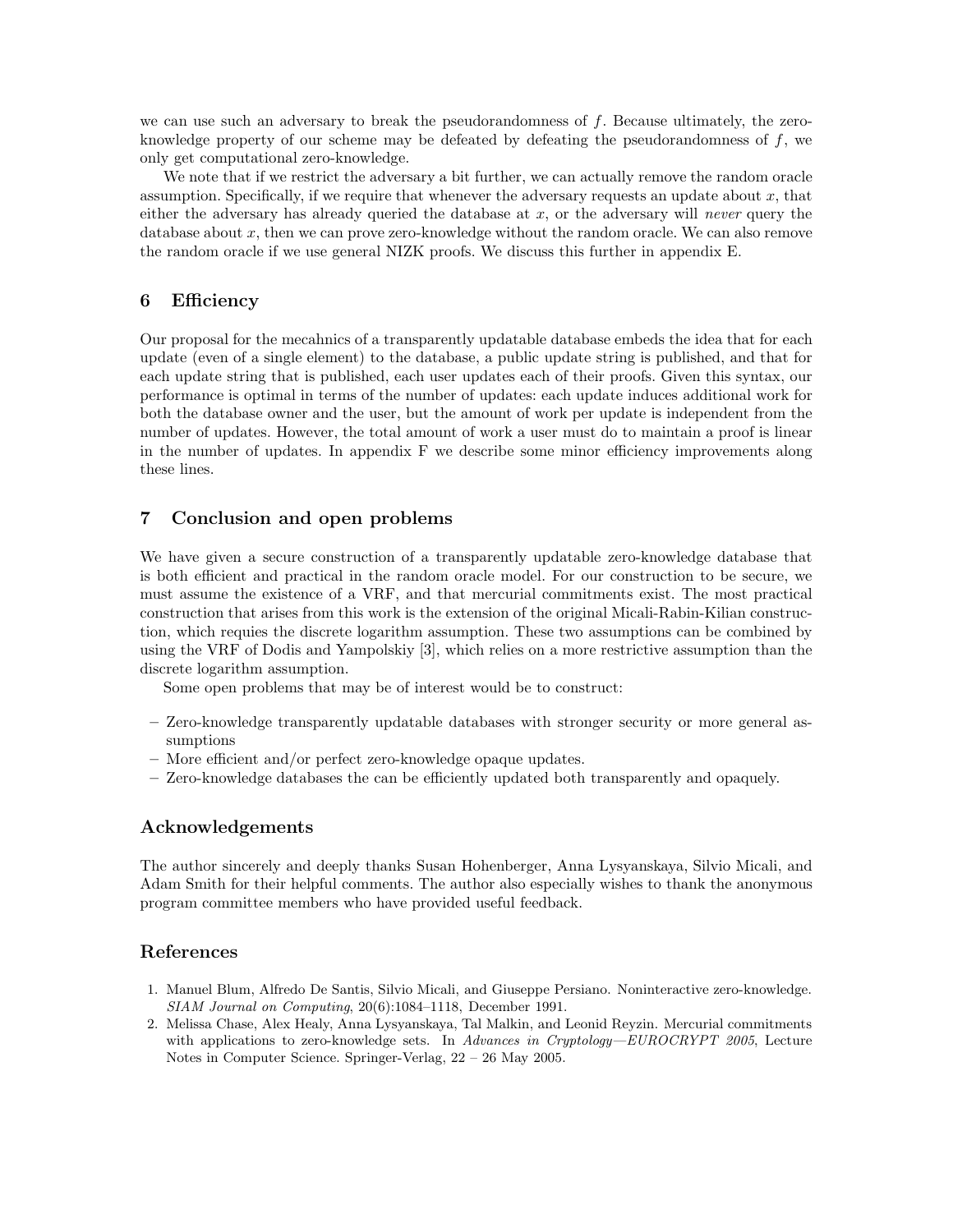we can use such an adversary to break the pseudorandomness of $f$. Because ultimately, the zero-knowledge property of our scheme may be defeated by defeating the pseudorandomness of $f$, we only get computational zero-knowledge.

We note that if we restrict the adversary a bit further, we can actually remove the random oracle assumption. Specifically, if we require that whenever the adversary requests an update about $x$, that either the adversary has already queried the database at $x$, or the adversary will *never* query the database about $x$, then we can prove zero-knowledge without the random oracle. We can also remove the random oracle if we use general NIZK proofs. We discuss this further in appendix E.

## 6 Efficiency

Our proposal for the mecahnics of a transparently updatable database embeds the idea that for each update (even of a single element) to the database, a public update string is published, and that for each update string that is published, each user updates each of their proofs. Given this syntax, our performance is optimal in terms of the number of updates: each update induces additional work for both the database owner and the user, but the amount of work per update is independent from the number of updates. However, the total amount of work a user must do to maintain a proof is linear in the number of updates. In appendix F we describe some minor efficiency improvements along these lines.

## 7 Conclusion and open problems

We have given a secure construction of a transparently updatable zero-knowledge database that is both efficient and practical in the random oracle model. For our construction to be secure, we must assume the existence of a VRF, and that mercurial commitments exist. The most practical construction that arises from this work is the extension of the original Micali-Rabin-Kilian construction, which requies the discrete logarithm assumption. These two assumptions can be combined by using the VRF of Dodis and Yampolskiy [3], which relies on a more restrictive assumption than the discrete logarithm assumption.

Some open problems that may be of interest would be to construct:

- Zero-knowledge transparently updatable databases with stronger security or more general assumptions
- More efficient and/or perfect zero-knowledge opaque updates.
- Zero-knowledge databases the can be efficiently updated both transparently and opaquely.

## Acknowledgements

The author sincerely and deeply thanks Susan Hohenberger, Anna Lysyanskaya, Silvio Micali, and Adam Smith for their helpful comments. The author also especially wishes to thank the anonymous program committee members who have provided useful feedback.

## References

1. Manuel Blum, Alfredo De Santis, Silvio Micali, and Giuseppe Persiano. Noninteractive zero-knowledge. *SIAM Journal on Computing*, 20(6):1084–1118, December 1991.
2. Melissa Chase, Alex Healy, Anna Lysyanskaya, Tal Malkin, and Leonid Reyzin. Mercurial commitments with applications to zero-knowledge sets. In *Advances in Cryptology—EUROCRYPT 2005*, Lecture Notes in Computer Science. Springer-Verlag, 22 – 26 May 2005.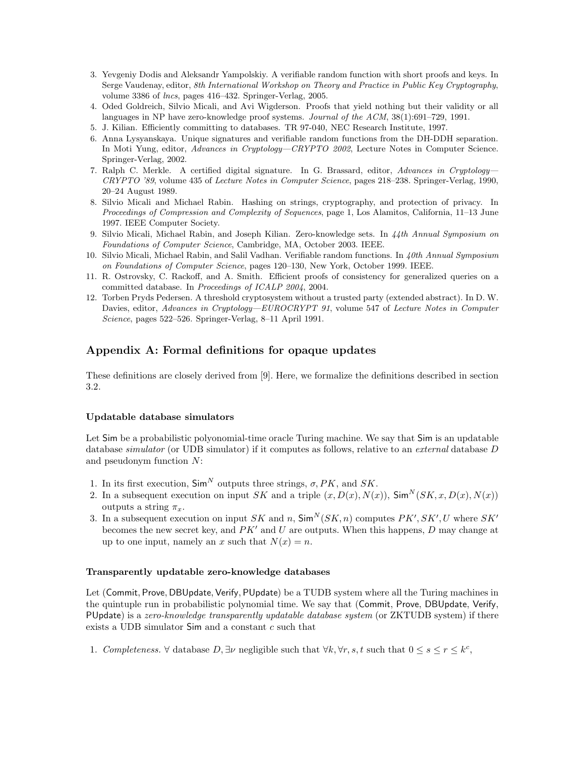3. Yevgeniy Dodis and Aleksandr Yampolskiy. A verifiable random function with short proofs and keys. In Serge Vaudenay, editor, *8th International Workshop on Theory and Practice in Public Key Cryptography*, volume 3386 of *lncs*, pages 416–432. Springer-Verlag, 2005.
4. Oded Goldreich, Silvio Micali, and Avi Wigderson. Proofs that yield nothing but their validity or all languages in NP have zero-knowledge proof systems. *Journal of the ACM*, 38(1):691–729, 1991.
5. J. Kilian. Efficiently committing to databases. TR 97-040, NEC Research Institute, 1997.
6. Anna Lysyanskaya. Unique signatures and verifiable random functions from the DH-DDH separation. In Moti Yung, editor, *Advances in Cryptology—CRYPTO 2002*, Lecture Notes in Computer Science. Springer-Verlag, 2002.
7. Ralph C. Merkle. A certified digital signature. In G. Brassard, editor, *Advances in Cryptology—CRYPTO '89*, volume 435 of *Lecture Notes in Computer Science*, pages 218–238. Springer-Verlag, 1990, 20–24 August 1989.
8. Silvio Micali and Michael Rabin. Hashing on strings, cryptography, and protection of privacy. In *Proceedings of Compression and Complexity of Sequences*, page 1, Los Alamitos, California, 11–13 June 1997. IEEE Computer Society.
9. Silvio Micali, Michael Rabin, and Joseph Kilian. Zero-knowledge sets. In *44th Annual Symposium on Foundations of Computer Science*, Cambridge, MA, October 2003. IEEE.
10. Silvio Micali, Michael Rabin, and Salil Vadhan. Verifiable random functions. In *40th Annual Symposium on Foundations of Computer Science*, pages 120–130, New York, October 1999. IEEE.
11. R. Ostrovsky, C. Rackoff, and A. Smith. Efficient proofs of consistency for generalized queries on a committed database. In *Proceedings of ICALP 2004*, 2004.
12. Torben Pryds Pedersen. A threshold cryptosystem without a trusted party (extended abstract). In D. W. Davies, editor, *Advances in Cryptology—EUROCRYPT 91*, volume 547 of *Lecture Notes in Computer Science*, pages 522–526. Springer-Verlag, 8–11 April 1991.

## Appendix A: Formal definitions for opaque updates

These definitions are closely derived from [9]. Here, we formalize the definitions described in section 3.2.

### Updatable database simulators

Let Sim be a probabilistic polyonomial-time oracle Turing machine. We say that Sim is an updatable database *simulator* (or UDB simulator) if it computes as follows, relative to an *external* database $D$ and pseudonym function $N$:

1. In its first execution, $\mathsf{Sim}^N$ outputs three strings, $\sigma, PK$, and $SK$.
2. In a subsequent execution on input $SK$ and a triple $(x, D(x), N(x))$, $\mathsf{Sim}^N(SK, x, D(x), N(x))$ outputs a string $\pi_x$.
3. In a subsequent execution on input $SK$ and $n$, $\mathsf{Sim}^N(SK, n)$ computes $PK', SK', U$ where $SK'$ becomes the new secret key, and $PK'$ and $U$ are outputs. When this happens, $D$ may change at up to one input, namely an $x$ such that $N(x) = n$.

### Transparently updatable zero-knowledge databases

Let (Commit, Prove, DBUpdate, Verify, PUpdate) be a TUDB system where all the Turing machines in the quintuple run in probabilistic polynomial time. We say that (Commit, Prove, DBUpdate, Verify, PUpdate) is a *zero-knowledge transparently updatable database system* (or ZKTUDB system) if there exists a UDB simulator Sim and a constant $c$ such that

1. *Completeness.* $\forall$ database $D, \exists \nu$ negligible such that $\forall k, \forall r, s, t$ such that $0 \leq s \leq r \leq k^c$,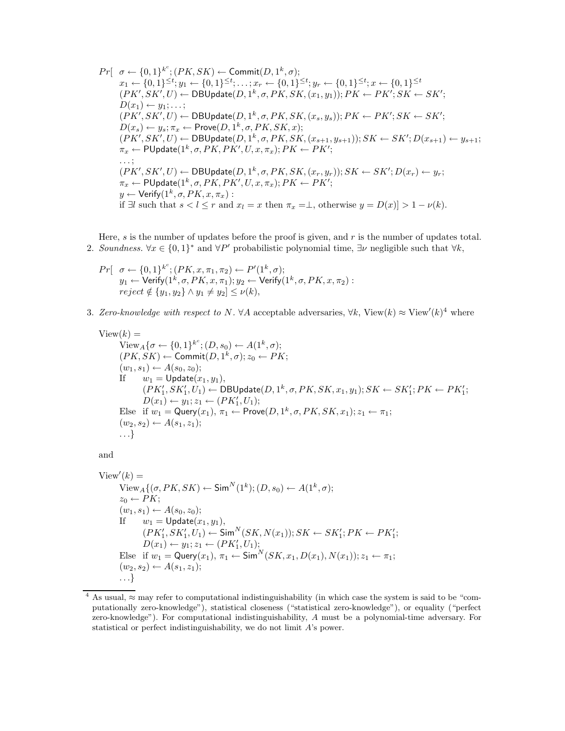$$
\begin{aligned}
Pr[\;\; & \sigma \leftarrow \{0,1\}^{k^c}; (PK, SK) \leftarrow \mathsf{Commit}(D, 1^k, \sigma);\\
& x_1 \leftarrow \{0,1\}^{\leq t}; y_1 \leftarrow \{0,1\}^{\leq t}; \ldots; x_r \leftarrow \{0,1\}^{\leq t}; y_r \leftarrow \{0,1\}^{\leq t}; x \leftarrow \{0,1\}^{\leq t}\\
& (PK', SK', U) \leftarrow \mathsf{DBUpdate}(D, 1^k, \sigma, PK, SK, (x_1, y_1)); PK \leftarrow PK'; SK \leftarrow SK';\\
& D(x_1) \leftarrow y_1; \ldots;\\
& (PK', SK', U) \leftarrow \mathsf{DBUpdate}(D, 1^k, \sigma, PK, SK, (x_s, y_s)); PK \leftarrow PK'; SK \leftarrow SK';\\
& D(x_s) \leftarrow y_s; \pi_x \leftarrow \mathsf{Prove}(D, 1^k, \sigma, PK, SK, x);\\
& (PK', SK', U) \leftarrow \mathsf{DBUpdate}(D, 1^k, \sigma, PK, SK, (x_{s+1}, y_{s+1})); SK \leftarrow SK'; D(x_{s+1}) \leftarrow y_{s+1};\\
& \pi_x \leftarrow \mathsf{PUpdate}(1^k, \sigma, PK, PK', U, x, \pi_x); PK \leftarrow PK';\\
& \ldots;\\
& (PK', SK', U) \leftarrow \mathsf{DBUpdate}(D, 1^k, \sigma, PK, SK, (x_r, y_r)); SK \leftarrow SK'; D(x_r) \leftarrow y_r;\\
& \pi_x \leftarrow \mathsf{PUpdate}(1^k, \sigma, PK, PK', U, x, \pi_x); PK \leftarrow PK';\\
& y \leftarrow \mathsf{Verify}(1^k, \sigma, PK, x, \pi_x):\\
& \text{if } \exists l \text{ such that } s < l \leq r \text{ and } x_l = x \text{ then } \pi_x = \perp, \text{ otherwise } y = D(x)] > 1 - \nu(k).
\end{aligned}
$$

Here, $s$ is the number of updates before the proof is given, and $r$ is the number of updates total.

2. *Soundness.* $\forall x \in \{0,1\}^*$ and $\forall P'$ probabilistic polynomial time, $\exists \nu$ negligible such that $\forall k$,

$$
\begin{aligned}
Pr[\;\; & \sigma \leftarrow \{0,1\}^{k^c}; (PK, x, \pi_1, \pi_2) \leftarrow P'(1^k, \sigma);\\
& y_1 \leftarrow \mathsf{Verify}(1^k, \sigma, PK, x, \pi_1); y_2 \leftarrow \mathsf{Verify}(1^k, \sigma, PK, x, \pi_2):\\
& reject \notin \{y_1, y_2\} \wedge y_1 \neq y_2] \leq \nu(k),
\end{aligned}
$$

3. *Zero-knowledge with respect to $N$.* $\forall A$ acceptable adversaries, $\forall k$, $\mathrm{View}(k) \approx \mathrm{View}'(k)$[4] where

$$
\begin{aligned}
& \mathrm{View}(k) =\\
& \quad \mathrm{View}_A\{\sigma \leftarrow \{0,1\}^{k^c}; (D, s_0) \leftarrow A(1^k, \sigma);\\
& \quad (PK, SK) \leftarrow \mathsf{Commit}(D, 1^k, \sigma); z_0 \leftarrow PK;\\
& \quad (w_1, s_1) \leftarrow A(s_0, z_0);\\
& \quad \text{If} \quad w_1 = \mathsf{Update}(x_1, y_1),\\
& \quad\quad (PK'_1, SK'_1, U_1) \leftarrow \mathsf{DBUpdate}(D, 1^k, \sigma, PK, SK, x_1, y_1); SK \leftarrow SK'_1; PK \leftarrow PK'_1;\\
& \quad\quad D(x_1) \leftarrow y_1; z_1 \leftarrow (PK'_1, U_1);\\
& \quad \text{Else} \;\; \text{if } w_1 = \mathsf{Query}(x_1),\ \pi_1 \leftarrow \mathsf{Prove}(D, 1^k, \sigma, PK, SK, x_1); z_1 \leftarrow \pi_1;\\
& \quad (w_2, s_2) \leftarrow A(s_1, z_1);\\
& \quad \ldots\}
\end{aligned}
$$

and

$$
\begin{aligned}
& \mathrm{View}'(k) =\\
& \quad \mathrm{View}_A\{(\sigma, PK, SK) \leftarrow \mathsf{Sim}^N(1^k); (D, s_0) \leftarrow A(1^k, \sigma);\\
& \quad z_0 \leftarrow PK;\\
& \quad (w_1, s_1) \leftarrow A(s_0, z_0);\\
& \quad \text{If} \quad w_1 = \mathsf{Update}(x_1, y_1),\\
& \quad\quad (PK'_1, SK'_1, U_1) \leftarrow \mathsf{Sim}^N(SK, N(x_1)); SK \leftarrow SK'_1; PK \leftarrow PK'_1;\\
& \quad\quad D(x_1) \leftarrow y_1; z_1 \leftarrow (PK'_1, U_1);\\
& \quad \text{Else} \;\; \text{if } w_1 = \mathsf{Query}(x_1),\ \pi_1 \leftarrow \mathsf{Sim}^N(SK, x_1, D(x_1), N(x_1)); z_1 \leftarrow \pi_1;\\
& \quad (w_2, s_2) \leftarrow A(s_1, z_1);\\
& \quad \ldots\}
\end{aligned}
$$

[4] As usual, $\approx$ may refer to computational indistinguishability (in which case the system is said to be "computationally zero-knowledge"), statistical closeness ("statistical zero-knowledge"), or equality ("perfect zero-knowledge"). For computational indistinguishability, $A$ must be a polynomial-time adversary. For statistical or perfect indistinguishability, we do not limit $A$'s power.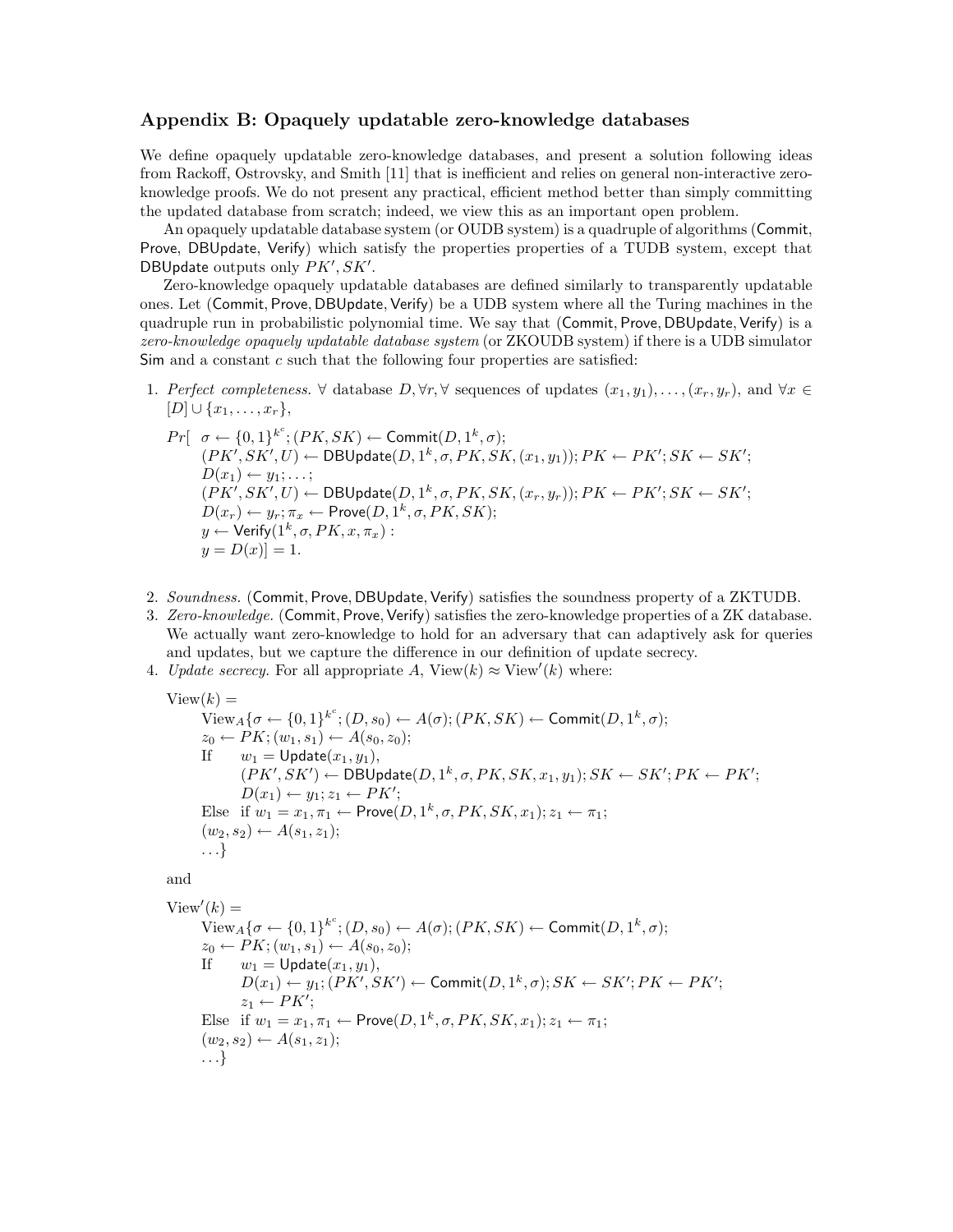## Appendix B: Opaquely updatable zero-knowledge databases

We define opaquely updatable zero-knowledge databases, and present a solution following ideas from Rackoff, Ostrovsky, and Smith [11] that is inefficient and relies on general non-interactive zero-knowledge proofs. We do not present any practical, efficient method better than simply committing the updated database from scratch; indeed, we view this as an important open problem.

An opaquely updatable database system (or OUDB system) is a quadruple of algorithms ($\mathsf{Commit}$, $\mathsf{Prove}$, $\mathsf{DBUpdate}$, $\mathsf{Verify}$) which satisfy the properties properties of a TUDB system, except that $\mathsf{DBUpdate}$ outputs only $PK', SK'$.

Zero-knowledge opaquely updatable databases are defined similarly to transparently updatable ones. Let ($\mathsf{Commit}, \mathsf{Prove}, \mathsf{DBUpdate}, \mathsf{Verify}$) be a UDB system where all the Turing machines in the quadruple run in probabilistic polynomial time. We say that ($\mathsf{Commit}, \mathsf{Prove}, \mathsf{DBUpdate}, \mathsf{Verify}$) is a *zero-knowledge opaquely updatable database system* (or ZKOUDB system) if there is a UDB simulator $\mathsf{Sim}$ and a constant $c$ such that the following four properties are satisfied:

1. *Perfect completeness.* $\forall$ database $D, \forall r, \forall$ sequences of updates $(x_1, y_1), \ldots, (x_r, y_r)$, and $\forall x \in [D] \cup \{x_1, \ldots, x_r\}$,

$$
\begin{aligned}
Pr[\ \ & \sigma \leftarrow \{0,1\}^{k^c}; (PK, SK) \leftarrow \mathsf{Commit}(D, 1^k, \sigma);\\
& (PK', SK', U) \leftarrow \mathsf{DBUpdate}(D, 1^k, \sigma, PK, SK, (x_1, y_1)); PK \leftarrow PK'; SK \leftarrow SK';\\
& D(x_1) \leftarrow y_1; \ldots;\\
& (PK', SK', U) \leftarrow \mathsf{DBUpdate}(D, 1^k, \sigma, PK, SK, (x_r, y_r)); PK \leftarrow PK'; SK \leftarrow SK';\\
& D(x_r) \leftarrow y_r; \pi_x \leftarrow \mathsf{Prove}(D, 1^k, \sigma, PK, SK);\\
& y \leftarrow \mathsf{Verify}(1^k, \sigma, PK, x, \pi_x) :\\
& y = D(x)] = 1.
\end{aligned}
$$

2. *Soundness.* ($\mathsf{Commit}, \mathsf{Prove}, \mathsf{DBUpdate}, \mathsf{Verify}$) satisfies the soundness property of a ZKTUDB.
3. *Zero-knowledge.* ($\mathsf{Commit}, \mathsf{Prove}, \mathsf{Verify}$) satisfies the zero-knowledge properties of a ZK database. We actually want zero-knowledge to hold for an adversary that can adaptively ask for queries and updates, but we capture the difference in our definition of update secrecy.
4. *Update secrecy.* For all appropriate $A$, $\mathrm{View}(k) \approx \mathrm{View}'(k)$ where:

$$
\begin{aligned}
&\mathrm{View}(k) = \\
&\quad \mathrm{View}_A\{\sigma \leftarrow \{0,1\}^{k^c}; (D, s_0) \leftarrow A(\sigma); (PK, SK) \leftarrow \mathsf{Commit}(D, 1^k, \sigma);\\
&\quad z_0 \leftarrow PK; (w_1, s_1) \leftarrow A(s_0, z_0);\\
&\quad \text{If} \quad w_1 = \mathsf{Update}(x_1, y_1),\\
&\quad\quad (PK', SK') \leftarrow \mathsf{DBUpdate}(D, 1^k, \sigma, PK, SK, x_1, y_1); SK \leftarrow SK'; PK \leftarrow PK';\\
&\quad\quad D(x_1) \leftarrow y_1; z_1 \leftarrow PK';\\
&\quad \text{Else} \ \ \text{if } w_1 = x_1, \pi_1 \leftarrow \mathsf{Prove}(D, 1^k, \sigma, PK, SK, x_1); z_1 \leftarrow \pi_1;\\
&\quad (w_2, s_2) \leftarrow A(s_1, z_1);\\
&\quad \ldots\}
\end{aligned}
$$

and

$$
\begin{aligned}
&\mathrm{View}'(k) = \\
&\quad \mathrm{View}_A\{\sigma \leftarrow \{0,1\}^{k^c}; (D, s_0) \leftarrow A(\sigma); (PK, SK) \leftarrow \mathsf{Commit}(D, 1^k, \sigma);\\
&\quad z_0 \leftarrow PK; (w_1, s_1) \leftarrow A(s_0, z_0);\\
&\quad \text{If} \quad w_1 = \mathsf{Update}(x_1, y_1),\\
&\quad\quad D(x_1) \leftarrow y_1; (PK', SK') \leftarrow \mathsf{Commit}(D, 1^k, \sigma); SK \leftarrow SK'; PK \leftarrow PK';\\
&\quad\quad z_1 \leftarrow PK';\\
&\quad \text{Else} \ \ \text{if } w_1 = x_1, \pi_1 \leftarrow \mathsf{Prove}(D, 1^k, \sigma, PK, SK, x_1); z_1 \leftarrow \pi_1;\\
&\quad (w_2, s_2) \leftarrow A(s_1, z_1);\\
&\quad \ldots\}
\end{aligned}
$$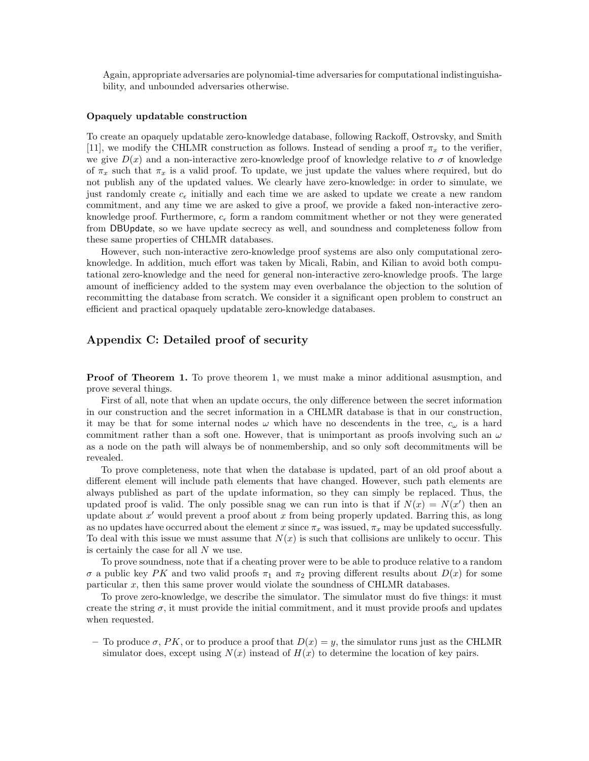Again, appropriate adversaries are polynomial-time adversaries for computational indistinguishability, and unbounded adversaries otherwise.

#### Opaquely updatable construction

To create an opaquely updatable zero-knowledge database, following Rackoff, Ostrovsky, and Smith [11], we modify the CHLMR construction as follows. Instead of sending a proof $\pi_x$ to the verifier, we give $D(x)$ and a non-interactive zero-knowledge proof of knowledge relative to $\sigma$ of knowledge of $\pi_x$ such that $\pi_x$ is a valid proof. To update, we just update the values where required, but do not publish any of the updated values. We clearly have zero-knowledge: in order to simulate, we just randomly create $c_\epsilon$ initially and each time we are asked to update we create a new random commitment, and any time we are asked to give a proof, we provide a faked non-interactive zero-knowledge proof. Furthermore, $c_\epsilon$ form a random commitment whether or not they were generated from DBUpdate, so we have update secrecy as well, and soundness and completeness follow from these same properties of CHLMR databases.

However, such non-interactive zero-knowledge proof systems are also only computational zero-knowledge. In addition, much effort was taken by Micali, Rabin, and Kilian to avoid both computational zero-knowledge and the need for general non-interactive zero-knowledge proofs. The large amount of inefficiency added to the system may even overbalance the objection to the solution of recommitting the database from scratch. We consider it a significant open problem to construct an efficient and practical opaquely updatable zero-knowledge databases.

## Appendix C: Detailed proof of security

**Proof of Theorem 1.** To prove theorem 1, we must make a minor additional asusmption, and prove several things.

First of all, note that when an update occurs, the only difference between the secret information in our construction and the secret information in a CHLMR database is that in our construction, it may be that for some internal nodes $\omega$ which have no descendents in the tree, $c_\omega$ is a hard commitment rather than a soft one. However, that is unimportant as proofs involving such an $\omega$ as a node on the path will always be of nonmembership, and so only soft decommitments will be revealed.

To prove completeness, note that when the database is updated, part of an old proof about a different element will include path elements that have changed. However, such path elements are always published as part of the update information, so they can simply be replaced. Thus, the updated proof is valid. The only possible snag we can run into is that if $N(x) = N(x')$ then an update about $x'$ would prevent a proof about $x$ from being properly updated. Barring this, as long as no updates have occurred about the element $x$ since $\pi_x$ was issued, $\pi_x$ may be updated successfully. To deal with this issue we must assume that $N(x)$ is such that collisions are unlikely to occur. This is certainly the case for all $N$ we use.

To prove soundness, note that if a cheating prover were to be able to produce relative to a random $\sigma$ a public key $PK$ and two valid proofs $\pi_1$ and $\pi_2$ proving different results about $D(x)$ for some particular $x$, then this same prover would violate the soundness of CHLMR databases.

To prove zero-knowledge, we describe the simulator. The simulator must do five things: it must create the string $\sigma$, it must provide the initial commitment, and it must provide proofs and updates when requested.

- To produce $\sigma$, $PK$, or to produce a proof that $D(x) = y$, the simulator runs just as the CHLMR simulator does, except using $N(x)$ instead of $H(x)$ to determine the location of key pairs.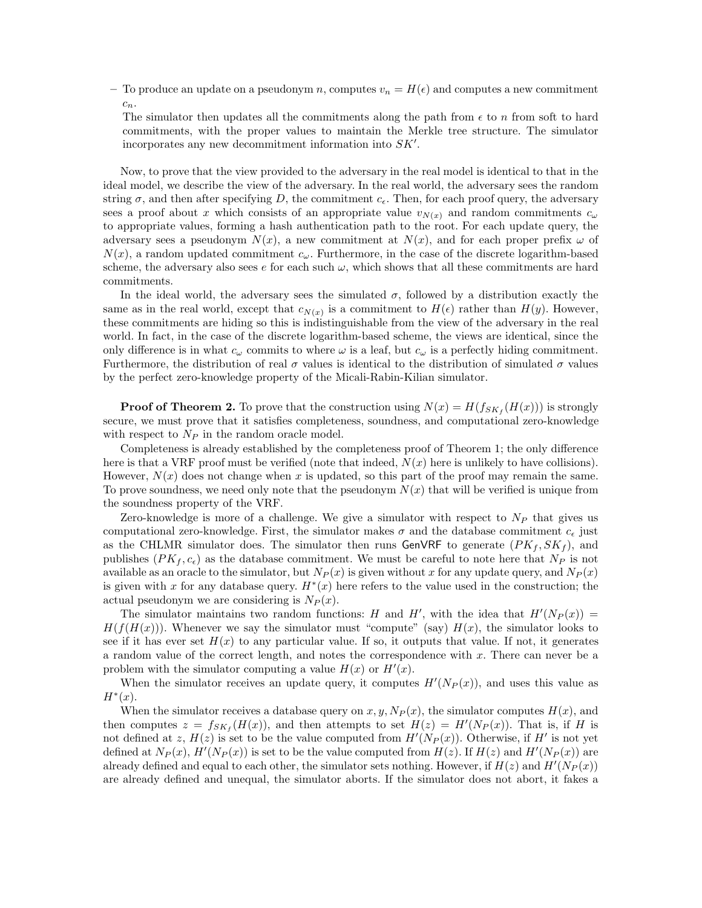– To produce an update on a pseudonym $n$, computes $v_n = H(\epsilon)$ and computes a new commitment $c_n$.
  The simulator then updates all the commitments along the path from $\epsilon$ to $n$ from soft to hard commitments, with the proper values to maintain the Merkle tree structure. The simulator incorporates any new decommitment information into $SK'$.

Now, to prove that the view provided to the adversary in the real model is identical to that in the ideal model, we describe the view of the adversary. In the real world, the adversary sees the random string $\sigma$, and then after specifying $D$, the commitment $c_\epsilon$. Then, for each proof query, the adversary sees a proof about $x$ which consists of an appropriate value $v_{N(x)}$ and random commitments $c_\omega$ to appropriate values, forming a hash authentication path to the root. For each update query, the adversary sees a pseudonym $N(x)$, a new commitment at $N(x)$, and for each proper prefix $\omega$ of $N(x)$, a random updated commitment $c_\omega$. Furthermore, in the case of the discrete logarithm-based scheme, the adversary also sees $e$ for each such $\omega$, which shows that all these commitments are hard commitments.

In the ideal world, the adversary sees the simulated $\sigma$, followed by a distribution exactly the same as in the real world, except that $c_{N(x)}$ is a commitment to $H(\epsilon)$ rather than $H(y)$. However, these commitments are hiding so this is indistinguishable from the view of the adversary in the real world. In fact, in the case of the discrete logarithm-based scheme, the views are identical, since the only difference is in what $c_\omega$ commits to where $\omega$ is a leaf, but $c_\omega$ is a perfectly hiding commitment. Furthermore, the distribution of real $\sigma$ values is identical to the distribution of simulated $\sigma$ values by the perfect zero-knowledge property of the Micali-Rabin-Kilian simulator.

**Proof of Theorem 2.** To prove that the construction using $N(x) = H(f_{SK_f}(H(x)))$ is strongly secure, we must prove that it satisfies completeness, soundness, and computational zero-knowledge with respect to $N_P$ in the random oracle model.

Completeness is already established by the completeness proof of Theorem 1; the only difference here is that a VRF proof must be verified (note that indeed, $N(x)$ here is unlikely to have collisions). However, $N(x)$ does not change when $x$ is updated, so this part of the proof may remain the same. To prove soundness, we need only note that the pseudonym $N(x)$ that will be verified is unique from the soundness property of the VRF.

Zero-knowledge is more of a challenge. We give a simulator with respect to $N_P$ that gives us computational zero-knowledge. First, the simulator makes $\sigma$ and the database commitment $c_\epsilon$ just as the CHLMR simulator does. The simulator then runs $\mathsf{GenVRF}$ to generate $(PK_f, SK_f)$, and publishes $(PK_f, c_\epsilon)$ as the database commitment. We must be careful to note here that $N_P$ is not available as an oracle to the simulator, but $N_P(x)$ is given without $x$ for any update query, and $N_P(x)$ is given with $x$ for any database query. $H^*(x)$ here refers to the value used in the construction; the actual pseudonym we are considering is $N_P(x)$.

The simulator maintains two random functions: $H$ and $H'$, with the idea that $H'(N_P(x)) = H(f(H(x)))$. Whenever we say the simulator must "compute" (say) $H(x)$, the simulator looks to see if it has ever set $H(x)$ to any particular value. If so, it outputs that value. If not, it generates a random value of the correct length, and notes the correspondence with $x$. There can never be a problem with the simulator computing a value $H(x)$ or $H'(x)$.

When the simulator receives an update query, it computes $H'(N_P(x))$, and uses this value as $H^*(x)$.

When the simulator receives a database query on $x, y, N_P(x)$, the simulator computes $H(x)$, and then computes $z = f_{SK_f}(H(x))$, and then attempts to set $H(z) = H'(N_P(x))$. That is, if $H$ is not defined at $z$, $H(z)$ is set to be the value computed from $H'(N_P(x))$. Otherwise, if $H'$ is not yet defined at $N_P(x)$, $H'(N_P(x))$ is set to be the value computed from $H(z)$. If $H(z)$ and $H'(N_P(x))$ are already defined and equal to each other, the simulator sets nothing. However, if $H(z)$ and $H'(N_P(x))$ are already defined and unequal, the simulator aborts. If the simulator does not abort, it fakes a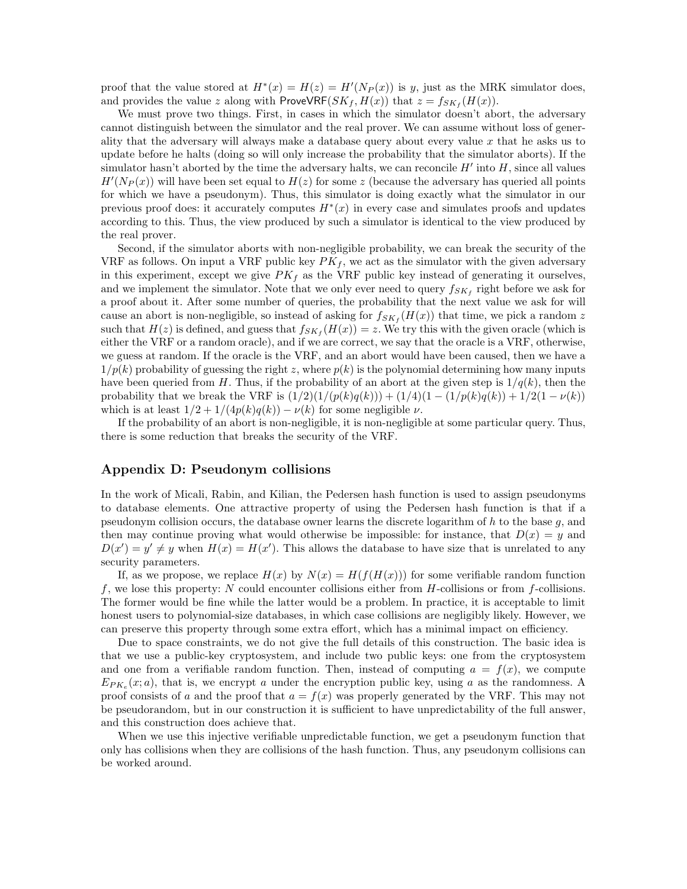proof that the value stored at $H^*(x) = H(z) = H'(N_P(x))$ is $y$, just as the MRK simulator does, and provides the value $z$ along with $\mathsf{ProveVRF}(SK_f, H(x))$ that $z = f_{SK_f}(H(x))$.

We must prove two things. First, in cases in which the simulator doesn't abort, the adversary cannot distinguish between the simulator and the real prover. We can assume without loss of generality that the adversary will always make a database query about every value $x$ that he asks us to update before he halts (doing so will only increase the probability that the simulator aborts). If the simulator hasn't aborted by the time the adversary halts, we can reconcile $H'$ into $H$, since all values $H'(N_P(x))$ will have been set equal to $H(z)$ for some $z$ (because the adversary has queried all points for which we have a pseudonym). Thus, this simulator is doing exactly what the simulator in our previous proof does: it accurately computes $H^*(x)$ in every case and simulates proofs and updates according to this. Thus, the view produced by such a simulator is identical to the view produced by the real prover.

Second, if the simulator aborts with non-negligible probability, we can break the security of the VRF as follows. On input a VRF public key $PK_f$, we act as the simulator with the given adversary in this experiment, except we give $PK_f$ as the VRF public key instead of generating it ourselves, and we implement the simulator. Note that we only ever need to query $f_{SK_f}$ right before we ask for a proof about it. After some number of queries, the probability that the next value we ask for will cause an abort is non-negligible, so instead of asking for $f_{SK_f}(H(x))$ that time, we pick a random $z$ such that $H(z)$ is defined, and guess that $f_{SK_f}(H(x)) = z$. We try this with the given oracle (which is either the VRF or a random oracle), and if we are correct, we say that the oracle is a VRF, otherwise, we guess at random. If the oracle is the VRF, and an abort would have been caused, then we have a $1/p(k)$ probability of guessing the right $z$, where $p(k)$ is the polynomial determining how many inputs have been queried from $H$. Thus, if the probability of an abort at the given step is $1/q(k)$, then the probability that we break the VRF is $(1/2)(1/(p(k)q(k))) + (1/4)(1 - (1/p(k)q(k)) + 1/2(1 - \nu(k))$ which is at least $1/2 + 1/(4p(k)q(k)) - \nu(k)$ for some negligible $\nu$.

If the probability of an abort is non-negligible, it is non-negligible at some particular query. Thus, there is some reduction that breaks the security of the VRF.

## Appendix D: Pseudonym collisions

In the work of Micali, Rabin, and Kilian, the Pedersen hash function is used to assign pseudonyms to database elements. One attractive property of using the Pedersen hash function is that if a pseudonym collision occurs, the database owner learns the discrete logarithm of $h$ to the base $g$, and then may continue proving what would otherwise be impossible: for instance, that $D(x) = y$ and $D(x') = y' \neq y$ when $H(x) = H(x')$. This allows the database to have size that is unrelated to any security parameters.

If, as we propose, we replace $H(x)$ by $N(x) = H(f(H(x)))$ for some verifiable random function $f$, we lose this property: $N$ could encounter collisions either from $H$-collisions or from $f$-collisions. The former would be fine while the latter would be a problem. In practice, it is acceptable to limit honest users to polynomial-size databases, in which case collisions are negligibly likely. However, we can preserve this property through some extra effort, which has a minimal impact on efficiency.

Due to space constraints, we do not give the full details of this construction. The basic idea is that we use a public-key cryptosystem, and include two public keys: one from the cryptosystem and one from a verifiable random function. Then, instead of computing $a = f(x)$, we compute $E_{PK_e}(x; a)$, that is, we encrypt $a$ under the encryption public key, using $a$ as the randomness. A proof consists of $a$ and the proof that $a = f(x)$ was properly generated by the VRF. This may not be pseudorandom, but in our construction it is sufficient to have unpredictability of the full answer, and this construction does achieve that.

When we use this injective verifiable unpredictable function, we get a pseudonym function that only has collisions when they are collisions of the hash function. Thus, any pseudonym collisions can be worked around.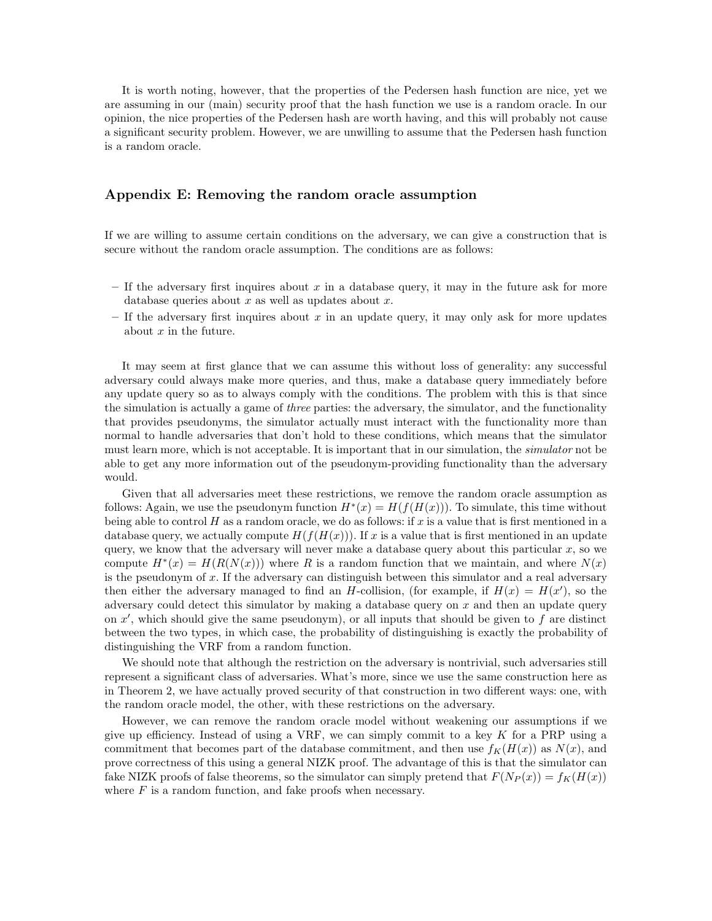It is worth noting, however, that the properties of the Pedersen hash function are nice, yet we are assuming in our (main) security proof that the hash function we use is a random oracle. In our opinion, the nice properties of the Pedersen hash are worth having, and this will probably not cause a significant security problem. However, we are unwilling to assume that the Pedersen hash function is a random oracle.

## Appendix E: Removing the random oracle assumption

If we are willing to assume certain conditions on the adversary, we can give a construction that is secure without the random oracle assumption. The conditions are as follows:

- If the adversary first inquires about $x$ in a database query, it may in the future ask for more database queries about $x$ as well as updates about $x$.
- If the adversary first inquires about $x$ in an update query, it may only ask for more updates about $x$ in the future.

It may seem at first glance that we can assume this without loss of generality: any successful adversary could always make more queries, and thus, make a database query immediately before any update query so as to always comply with the conditions. The problem with this is that since the simulation is actually a game of *three* parties: the adversary, the simulator, and the functionality that provides pseudonyms, the simulator actually must interact with the functionality more than normal to handle adversaries that don't hold to these conditions, which means that the simulator must learn more, which is not acceptable. It is important that in our simulation, the *simulator* not be able to get any more information out of the pseudonym-providing functionality than the adversary would.

Given that all adversaries meet these restrictions, we remove the random oracle assumption as follows: Again, we use the pseudonym function $H^*(x) = H(f(H(x)))$. To simulate, this time without being able to control $H$ as a random oracle, we do as follows: if $x$ is a value that is first mentioned in a database query, we actually compute $H(f(H(x)))$. If $x$ is a value that is first mentioned in an update query, we know that the adversary will never make a database query about this particular $x$, so we compute $H^*(x) = H(R(N(x)))$ where $R$ is a random function that we maintain, and where $N(x)$ is the pseudonym of $x$. If the adversary can distinguish between this simulator and a real adversary then either the adversary managed to find an $H$-collision, (for example, if $H(x) = H(x')$, so the adversary could detect this simulator by making a database query on $x$ and then an update query on $x'$, which should give the same pseudonym), or all inputs that should be given to $f$ are distinct between the two types, in which case, the probability of distinguishing is exactly the probability of distinguishing the VRF from a random function.

We should note that although the restriction on the adversary is nontrivial, such adversaries still represent a significant class of adversaries. What's more, since we use the same construction here as in Theorem 2, we have actually proved security of that construction in two different ways: one, with the random oracle model, the other, with these restrictions on the adversary.

However, we can remove the random oracle model without weakening our assumptions if we give up efficiency. Instead of using a VRF, we can simply commit to a key $K$ for a PRP using a commitment that becomes part of the database commitment, and then use $f_K(H(x))$ as $N(x)$, and prove correctness of this using a general NIZK proof. The advantage of this is that the simulator can fake NIZK proofs of false theorems, so the simulator can simply pretend that $F(N_P(x)) = f_K(H(x))$ where $F$ is a random function, and fake proofs when necessary.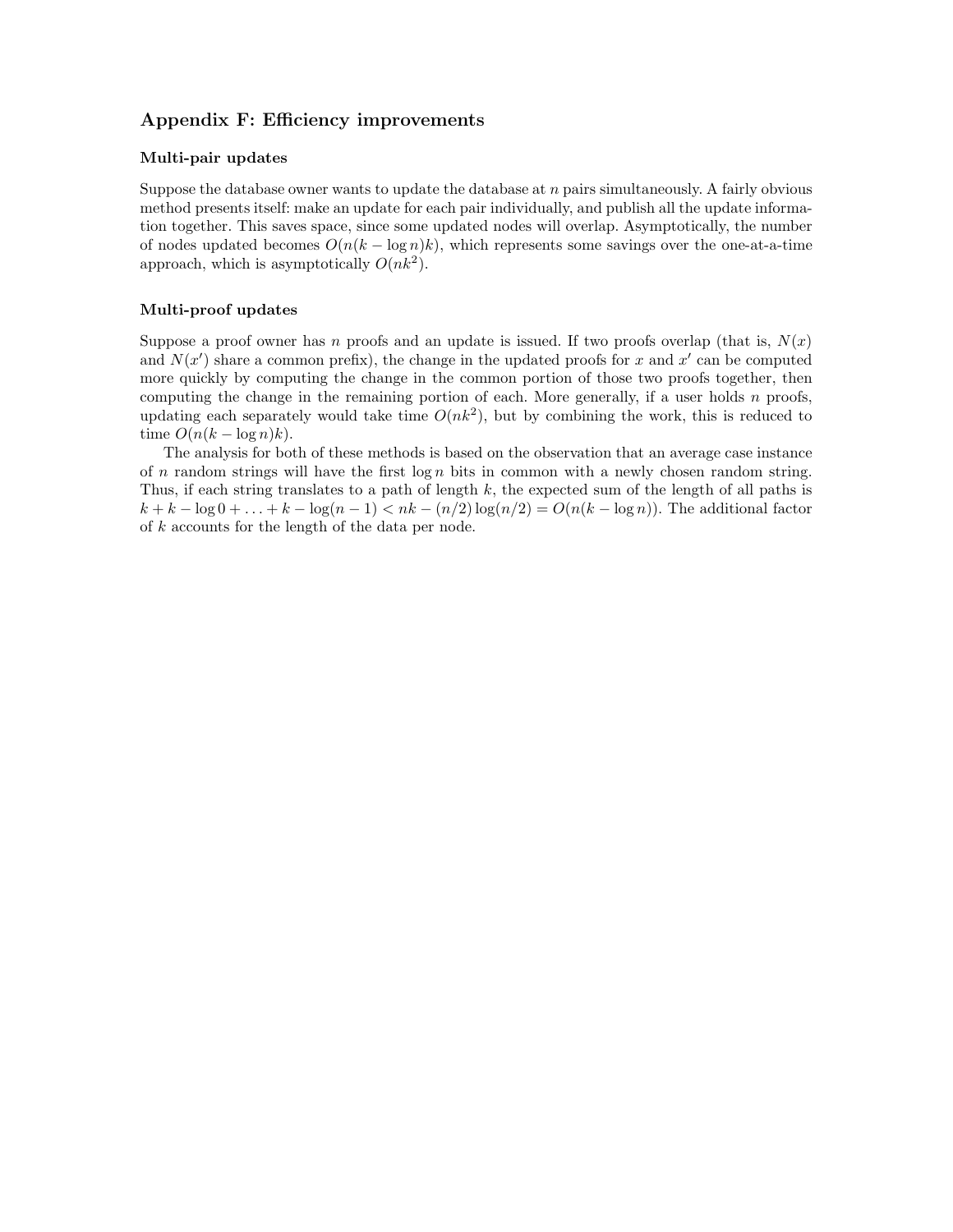## Appendix F: Efficiency improvements

### Multi-pair updates

Suppose the database owner wants to update the database at $n$ pairs simultaneously. A fairly obvious method presents itself: make an update for each pair individually, and publish all the update information together. This saves space, since some updated nodes will overlap. Asymptotically, the number of nodes updated becomes $O(n(k - \log n)k)$, which represents some savings over the one-at-a-time approach, which is asymptotically $O(nk^2)$.

### Multi-proof updates

Suppose a proof owner has $n$ proofs and an update is issued. If two proofs overlap (that is, $N(x)$ and $N(x')$ share a common prefix), the change in the updated proofs for $x$ and $x'$ can be computed more quickly by computing the change in the common portion of those two proofs together, then computing the change in the remaining portion of each. More generally, if a user holds $n$ proofs, updating each separately would take time $O(nk^2)$, but by combining the work, this is reduced to time $O(n(k - \log n)k)$.

The analysis for both of these methods is based on the observation that an average case instance of $n$ random strings will have the first $\log n$ bits in common with a newly chosen random string. Thus, if each string translates to a path of length $k$, the expected sum of the length of all paths is $k + k - \log 0 + \ldots + k - \log(n-1) < nk - (n/2)\log(n/2) = O(n(k - \log n))$. The additional factor of $k$ accounts for the length of the data per node.